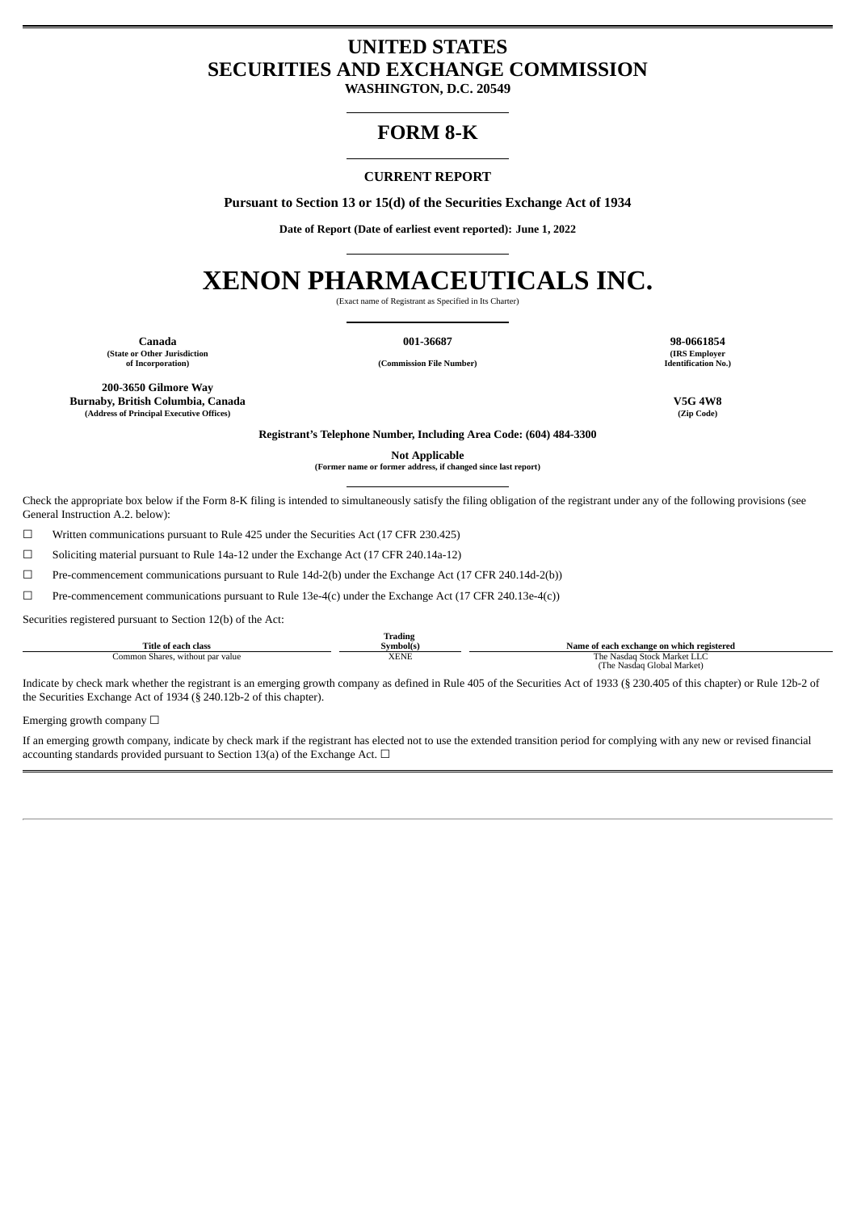# UNITED STATES
# SECURITIES AND EXCHANGE COMMISSION

**WASHINGTON, D.C. 20549**

## FORM 8-K

**CURRENT REPORT**

**Pursuant to Section 13 or 15(d) of the Securities Exchange Act of 1934**

**Date of Report (Date of earliest event reported): June 1, 2022**

# XENON PHARMACEUTICALS INC.

(Exact name of Registrant as Specified in Its Charter)

| Canada | 001-36687 | 98-0661854 |
|---|---|---|
| (State or Other Jurisdiction of Incorporation) | (Commission File Number) | (IRS Employer Identification No.) |

| 200-3650 Gilmore Way Burnaby, British Columbia, Canada | V5G 4W8 |
|---|---|
| (Address of Principal Executive Offices) | (Zip Code) |

**Registrant's Telephone Number, Including Area Code: (604) 484-3300**

**Not Applicable**
**(Former name or former address, if changed since last report)**

Check the appropriate box below if the Form 8-K filing is intended to simultaneously satisfy the filing obligation of the registrant under any of the following provisions (see General Instruction A.2. below):

☐ Written communications pursuant to Rule 425 under the Securities Act (17 CFR 230.425)

☐ Soliciting material pursuant to Rule 14a-12 under the Exchange Act (17 CFR 240.14a-12)

☐ Pre-commencement communications pursuant to Rule 14d-2(b) under the Exchange Act (17 CFR 240.14d-2(b))

☐ Pre-commencement communications pursuant to Rule 13e-4(c) under the Exchange Act (17 CFR 240.13e-4(c))

Securities registered pursuant to Section 12(b) of the Act:

| Title of each class | Trading Symbol(s) | Name of each exchange on which registered |
|---|---|---|
| Common Shares, without par value | XENE | The Nasdaq Stock Market LLC (The Nasdaq Global Market) |

Indicate by check mark whether the registrant is an emerging growth company as defined in Rule 405 of the Securities Act of 1933 (§ 230.405 of this chapter) or Rule 12b-2 of the Securities Exchange Act of 1934 (§ 240.12b-2 of this chapter).

Emerging growth company ☐

If an emerging growth company, indicate by check mark if the registrant has elected not to use the extended transition period for complying with any new or revised financial accounting standards provided pursuant to Section 13(a) of the Exchange Act. ☐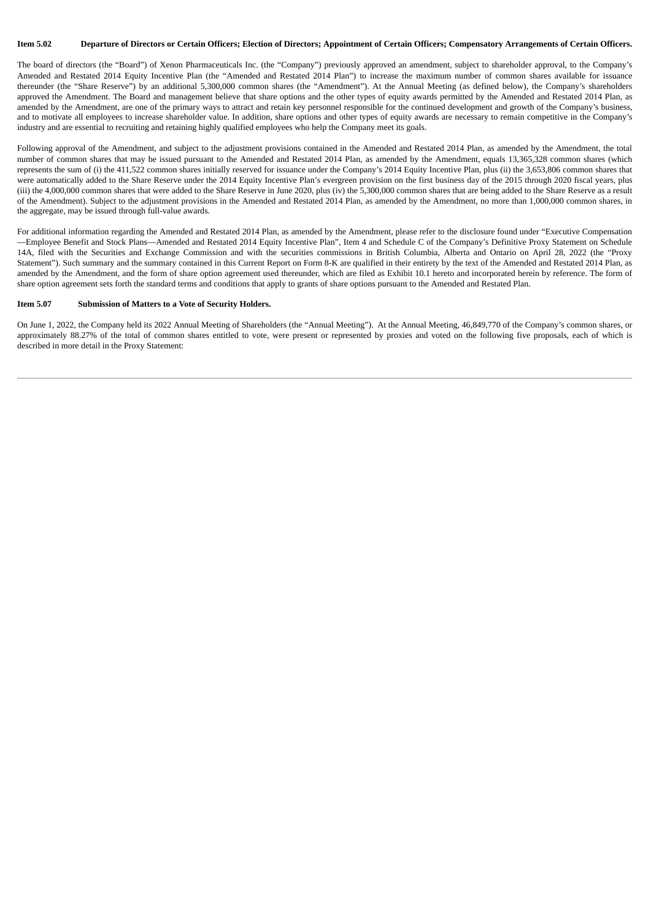**Item 5.02 Departure of Directors or Certain Officers; Election of Directors; Appointment of Certain Officers; Compensatory Arrangements of Certain Officers.**

The board of directors (the "Board") of Xenon Pharmaceuticals Inc. (the "Company") previously approved an amendment, subject to shareholder approval, to the Company's Amended and Restated 2014 Equity Incentive Plan (the "Amended and Restated 2014 Plan") to increase the maximum number of common shares available for issuance thereunder (the "Share Reserve") by an additional 5,300,000 common shares (the "Amendment"). At the Annual Meeting (as defined below), the Company's shareholders approved the Amendment. The Board and management believe that share options and the other types of equity awards permitted by the Amended and Restated 2014 Plan, as amended by the Amendment, are one of the primary ways to attract and retain key personnel responsible for the continued development and growth of the Company's business, and to motivate all employees to increase shareholder value. In addition, share options and other types of equity awards are necessary to remain competitive in the Company's industry and are essential to recruiting and retaining highly qualified employees who help the Company meet its goals.

Following approval of the Amendment, and subject to the adjustment provisions contained in the Amended and Restated 2014 Plan, as amended by the Amendment, the total number of common shares that may be issued pursuant to the Amended and Restated 2014 Plan, as amended by the Amendment, equals 13,365,328 common shares (which represents the sum of (i) the 411,522 common shares initially reserved for issuance under the Company's 2014 Equity Incentive Plan, plus (ii) the 3,653,806 common shares that were automatically added to the Share Reserve under the 2014 Equity Incentive Plan's evergreen provision on the first business day of the 2015 through 2020 fiscal years, plus (iii) the 4,000,000 common shares that were added to the Share Reserve in June 2020, plus (iv) the 5,300,000 common shares that are being added to the Share Reserve as a result of the Amendment). Subject to the adjustment provisions in the Amended and Restated 2014 Plan, as amended by the Amendment, no more than 1,000,000 common shares, in the aggregate, may be issued through full-value awards.

For additional information regarding the Amended and Restated 2014 Plan, as amended by the Amendment, please refer to the disclosure found under "Executive Compensation—Employee Benefit and Stock Plans—Amended and Restated 2014 Equity Incentive Plan", Item 4 and Schedule C of the Company's Definitive Proxy Statement on Schedule 14A, filed with the Securities and Exchange Commission and with the securities commissions in British Columbia, Alberta and Ontario on April 28, 2022 (the "Proxy Statement"). Such summary and the summary contained in this Current Report on Form 8-K are qualified in their entirety by the text of the Amended and Restated 2014 Plan, as amended by the Amendment, and the form of share option agreement used thereunder, which are filed as Exhibit 10.1 hereto and incorporated herein by reference. The form of share option agreement sets forth the standard terms and conditions that apply to grants of share options pursuant to the Amended and Restated Plan.

**Item 5.07 Submission of Matters to a Vote of Security Holders.**

On June 1, 2022, the Company held its 2022 Annual Meeting of Shareholders (the "Annual Meeting"). At the Annual Meeting, 46,849,770 of the Company's common shares, or approximately 88.27% of the total of common shares entitled to vote, were present or represented by proxies and voted on the following five proposals, each of which is described in more detail in the Proxy Statement: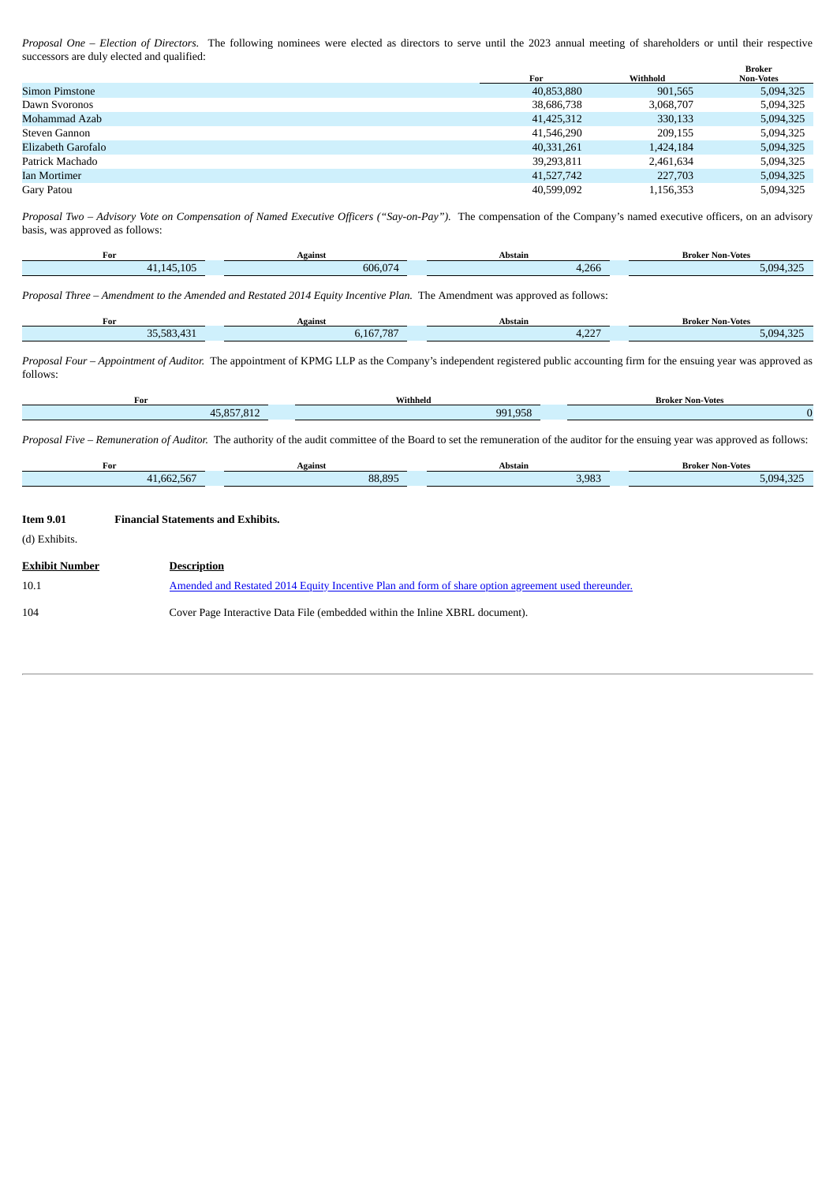*Proposal One – Election of Directors.* The following nominees were elected as directors to serve until the 2023 annual meeting of shareholders or until their respective successors are duly elected and qualified:

| | For | Withhold | Broker Non-Votes |
|---|---|---|---|
| Simon Pimstone | 40,853,880 | 901,565 | 5,094,325 |
| Dawn Svoronos | 38,686,738 | 3,068,707 | 5,094,325 |
| Mohammad Azab | 41,425,312 | 330,133 | 5,094,325 |
| Steven Gannon | 41,546,290 | 209,155 | 5,094,325 |
| Elizabeth Garofalo | 40,331,261 | 1,424,184 | 5,094,325 |
| Patrick Machado | 39,293,811 | 2,461,634 | 5,094,325 |
| Ian Mortimer | 41,527,742 | 227,703 | 5,094,325 |
| Gary Patou | 40,599,092 | 1,156,353 | 5,094,325 |

*Proposal Two – Advisory Vote on Compensation of Named Executive Officers ("Say-on-Pay").* The compensation of the Company's named executive officers, on an advisory basis, was approved as follows:

| For | Against | Abstain | Broker Non-Votes |
|---|---|---|---|
| 41,145,105 | 606,074 | 4,266 | 5,094,325 |

*Proposal Three – Amendment to the Amended and Restated 2014 Equity Incentive Plan.* The Amendment was approved as follows:

| For | Against | Abstain | Broker Non-Votes |
|---|---|---|---|
| 35,583,431 | 6,167,787 | 4,227 | 5,094,325 |

*Proposal Four – Appointment of Auditor.* The appointment of KPMG LLP as the Company's independent registered public accounting firm for the ensuing year was approved as follows:

| For | Withheld | Broker Non-Votes |
|---|---|---|
| 45,857,812 | 991,958 | 0 |

*Proposal Five – Remuneration of Auditor.* The authority of the audit committee of the Board to set the remuneration of the auditor for the ensuing year was approved as follows:

| For | Against | Abstain | Broker Non-Votes |
|---|---|---|---|
| 41,662,567 | 88,895 | 3,983 | 5,094,325 |

**Item 9.01 Financial Statements and Exhibits.**

(d) Exhibits.

| Exhibit Number | Description |
|---|---|
| 10.1 | Amended and Restated 2014 Equity Incentive Plan and form of share option agreement used thereunder. |
| 104 | Cover Page Interactive Data File (embedded within the Inline XBRL document). |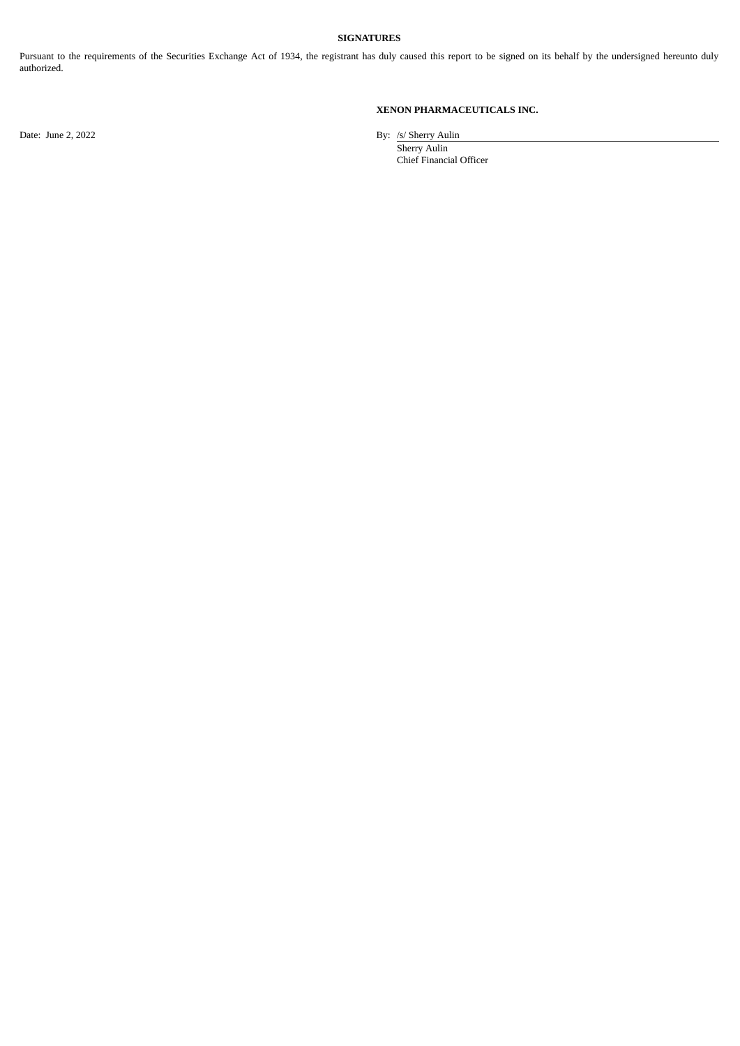**SIGNATURES**

Pursuant to the requirements of the Securities Exchange Act of 1934, the registrant has duly caused this report to be signed on its behalf by the undersigned hereunto duly authorized.

**XENON PHARMACEUTICALS INC.**

Date: June 2, 2022

By: /s/ Sherry Aulin
Sherry Aulin
Chief Financial Officer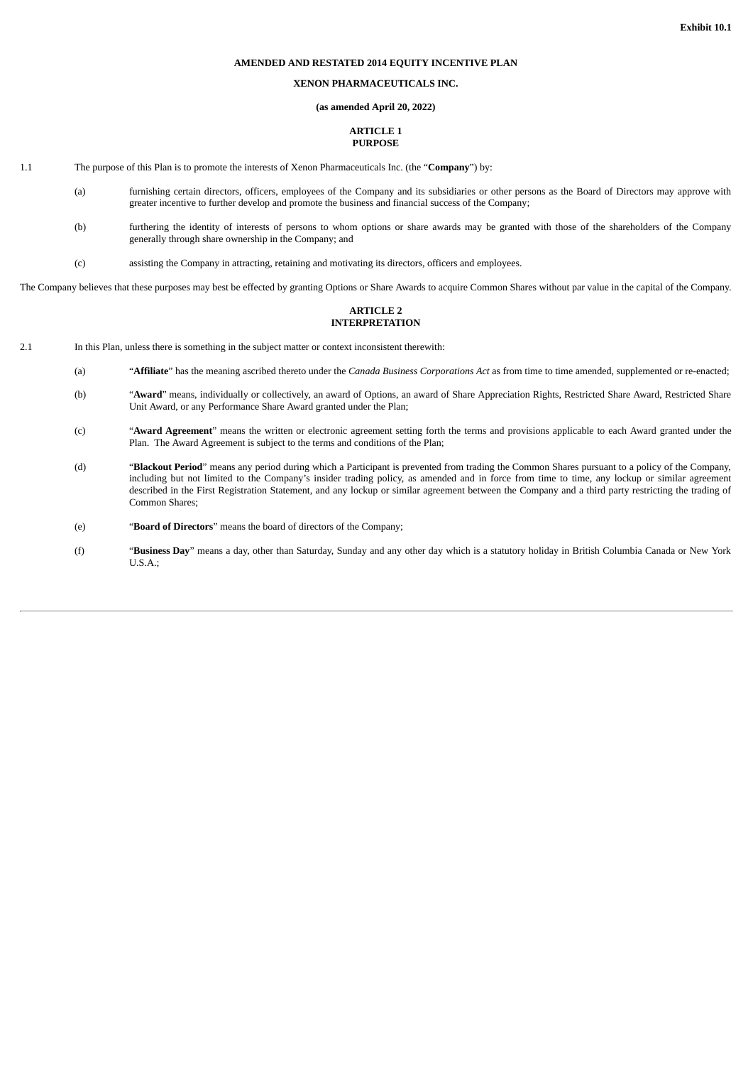**Exhibit 10.1**

**AMENDED AND RESTATED 2014 EQUITY INCENTIVE PLAN**

**XENON PHARMACEUTICALS INC.**

**(as amended April 20, 2022)**

**ARTICLE 1**
**PURPOSE**

1.1 The purpose of this Plan is to promote the interests of Xenon Pharmaceuticals Inc. (the "**Company**") by:

(a) furnishing certain directors, officers, employees of the Company and its subsidiaries or other persons as the Board of Directors may approve with greater incentive to further develop and promote the business and financial success of the Company;

(b) furthering the identity of interests of persons to whom options or share awards may be granted with those of the shareholders of the Company generally through share ownership in the Company; and

(c) assisting the Company in attracting, retaining and motivating its directors, officers and employees.

The Company believes that these purposes may best be effected by granting Options or Share Awards to acquire Common Shares without par value in the capital of the Company.

**ARTICLE 2**
**INTERPRETATION**

2.1 In this Plan, unless there is something in the subject matter or context inconsistent therewith:

(a) "**Affiliate**" has the meaning ascribed thereto under the *Canada Business Corporations Act* as from time to time amended, supplemented or re-enacted;

(b) "**Award**" means, individually or collectively, an award of Options, an award of Share Appreciation Rights, Restricted Share Award, Restricted Share Unit Award, or any Performance Share Award granted under the Plan;

(c) "**Award Agreement**" means the written or electronic agreement setting forth the terms and provisions applicable to each Award granted under the Plan. The Award Agreement is subject to the terms and conditions of the Plan;

(d) "**Blackout Period**" means any period during which a Participant is prevented from trading the Common Shares pursuant to a policy of the Company, including but not limited to the Company's insider trading policy, as amended and in force from time to time, any lockup or similar agreement described in the First Registration Statement, and any lockup or similar agreement between the Company and a third party restricting the trading of Common Shares;

(e) "**Board of Directors**" means the board of directors of the Company;

(f) "**Business Day**" means a day, other than Saturday, Sunday and any other day which is a statutory holiday in British Columbia Canada or New York U.S.A.;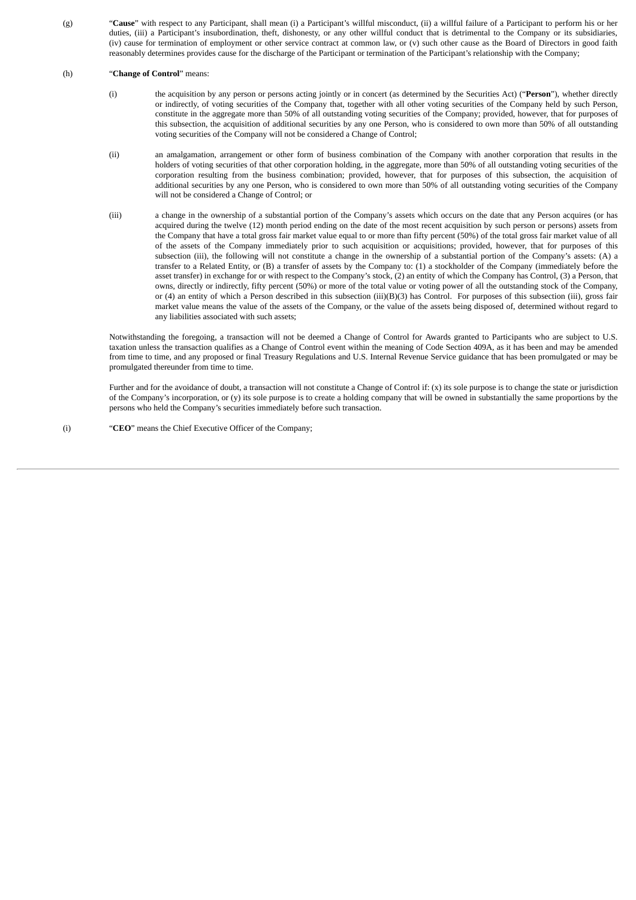(g) "**Cause**" with respect to any Participant, shall mean (i) a Participant's willful misconduct, (ii) a willful failure of a Participant to perform his or her duties, (iii) a Participant's insubordination, theft, dishonesty, or any other willful conduct that is detrimental to the Company or its subsidiaries, (iv) cause for termination of employment or other service contract at common law, or (v) such other cause as the Board of Directors in good faith reasonably determines provides cause for the discharge of the Participant or termination of the Participant's relationship with the Company;

(h) "**Change of Control**" means:

(i) the acquisition by any person or persons acting jointly or in concert (as determined by the Securities Act) ("**Person**"), whether directly or indirectly, of voting securities of the Company that, together with all other voting securities of the Company held by such Person, constitute in the aggregate more than 50% of all outstanding voting securities of the Company; provided, however, that for purposes of this subsection, the acquisition of additional securities by any one Person, who is considered to own more than 50% of all outstanding voting securities of the Company will not be considered a Change of Control;

(ii) an amalgamation, arrangement or other form of business combination of the Company with another corporation that results in the holders of voting securities of that other corporation holding, in the aggregate, more than 50% of all outstanding voting securities of the corporation resulting from the business combination; provided, however, that for purposes of this subsection, the acquisition of additional securities by any one Person, who is considered to own more than 50% of all outstanding voting securities of the Company will not be considered a Change of Control; or

(iii) a change in the ownership of a substantial portion of the Company's assets which occurs on the date that any Person acquires (or has acquired during the twelve (12) month period ending on the date of the most recent acquisition by such person or persons) assets from the Company that have a total gross fair market value equal to or more than fifty percent (50%) of the total gross fair market value of all of the assets of the Company immediately prior to such acquisition or acquisitions; provided, however, that for purposes of this subsection (iii), the following will not constitute a change in the ownership of a substantial portion of the Company's assets: (A) a transfer to a Related Entity, or (B) a transfer of assets by the Company to: (1) a stockholder of the Company (immediately before the asset transfer) in exchange for or with respect to the Company's stock, (2) an entity of which the Company has Control, (3) a Person, that owns, directly or indirectly, fifty percent (50%) or more of the total value or voting power of all the outstanding stock of the Company, or (4) an entity of which a Person described in this subsection (iii)(B)(3) has Control. For purposes of this subsection (iii), gross fair market value means the value of the assets of the Company, or the value of the assets being disposed of, determined without regard to any liabilities associated with such assets;

Notwithstanding the foregoing, a transaction will not be deemed a Change of Control for Awards granted to Participants who are subject to U.S. taxation unless the transaction qualifies as a Change of Control event within the meaning of Code Section 409A, as it has been and may be amended from time to time, and any proposed or final Treasury Regulations and U.S. Internal Revenue Service guidance that has been promulgated or may be promulgated thereunder from time to time.

Further and for the avoidance of doubt, a transaction will not constitute a Change of Control if: (x) its sole purpose is to change the state or jurisdiction of the Company's incorporation, or (y) its sole purpose is to create a holding company that will be owned in substantially the same proportions by the persons who held the Company's securities immediately before such transaction.

(i) "**CEO**" means the Chief Executive Officer of the Company;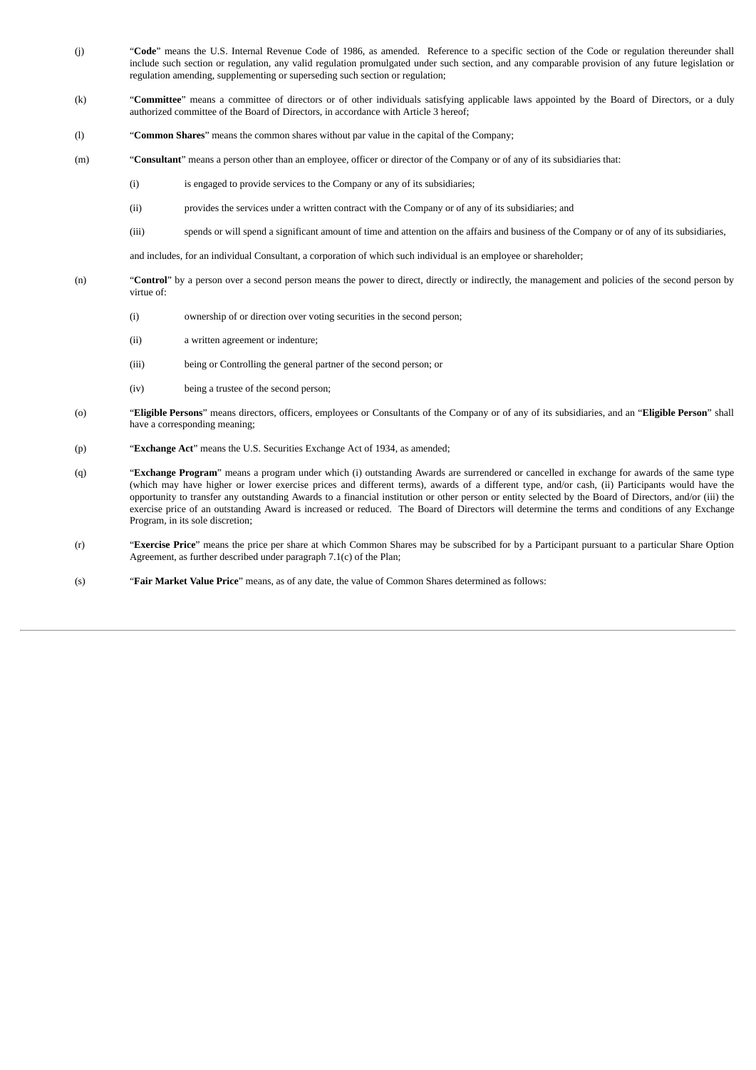(j) "**Code**" means the U.S. Internal Revenue Code of 1986, as amended. Reference to a specific section of the Code or regulation thereunder shall include such section or regulation, any valid regulation promulgated under such section, and any comparable provision of any future legislation or regulation amending, supplementing or superseding such section or regulation;

(k) "**Committee**" means a committee of directors or of other individuals satisfying applicable laws appointed by the Board of Directors, or a duly authorized committee of the Board of Directors, in accordance with Article 3 hereof;

(l) "**Common Shares**" means the common shares without par value in the capital of the Company;

(m) "**Consultant**" means a person other than an employee, officer or director of the Company or of any of its subsidiaries that:

  (i) is engaged to provide services to the Company or any of its subsidiaries;

  (ii) provides the services under a written contract with the Company or of any of its subsidiaries; and

  (iii) spends or will spend a significant amount of time and attention on the affairs and business of the Company or of any of its subsidiaries,

  and includes, for an individual Consultant, a corporation of which such individual is an employee or shareholder;

(n) "**Control**" by a person over a second person means the power to direct, directly or indirectly, the management and policies of the second person by virtue of:

  (i) ownership of or direction over voting securities in the second person;

  (ii) a written agreement or indenture;

  (iii) being or Controlling the general partner of the second person; or

  (iv) being a trustee of the second person;

(o) "**Eligible Persons**" means directors, officers, employees or Consultants of the Company or of any of its subsidiaries, and an "**Eligible Person**" shall have a corresponding meaning;

(p) "**Exchange Act**" means the U.S. Securities Exchange Act of 1934, as amended;

(q) "**Exchange Program**" means a program under which (i) outstanding Awards are surrendered or cancelled in exchange for awards of the same type (which may have higher or lower exercise prices and different terms), awards of a different type, and/or cash, (ii) Participants would have the opportunity to transfer any outstanding Awards to a financial institution or other person or entity selected by the Board of Directors, and/or (iii) the exercise price of an outstanding Award is increased or reduced. The Board of Directors will determine the terms and conditions of any Exchange Program, in its sole discretion;

(r) "**Exercise Price**" means the price per share at which Common Shares may be subscribed for by a Participant pursuant to a particular Share Option Agreement, as further described under paragraph 7.1(c) of the Plan;

(s) "**Fair Market Value Price**" means, as of any date, the value of Common Shares determined as follows: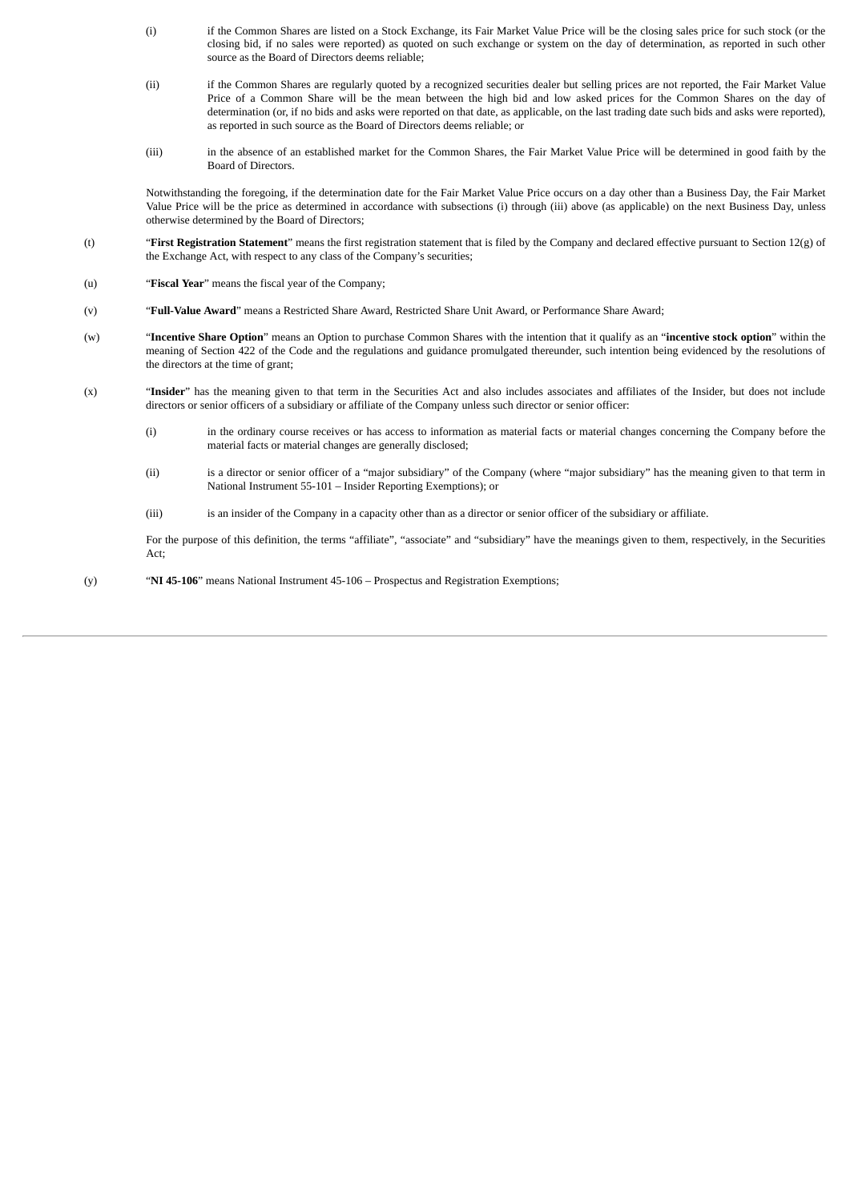(i) if the Common Shares are listed on a Stock Exchange, its Fair Market Value Price will be the closing sales price for such stock (or the closing bid, if no sales were reported) as quoted on such exchange or system on the day of determination, as reported in such other source as the Board of Directors deems reliable;

(ii) if the Common Shares are regularly quoted by a recognized securities dealer but selling prices are not reported, the Fair Market Value Price of a Common Share will be the mean between the high bid and low asked prices for the Common Shares on the day of determination (or, if no bids and asks were reported on that date, as applicable, on the last trading date such bids and asks were reported), as reported in such source as the Board of Directors deems reliable; or

(iii) in the absence of an established market for the Common Shares, the Fair Market Value Price will be determined in good faith by the Board of Directors.

Notwithstanding the foregoing, if the determination date for the Fair Market Value Price occurs on a day other than a Business Day, the Fair Market Value Price will be the price as determined in accordance with subsections (i) through (iii) above (as applicable) on the next Business Day, unless otherwise determined by the Board of Directors;

(t) "**First Registration Statement**" means the first registration statement that is filed by the Company and declared effective pursuant to Section 12(g) of the Exchange Act, with respect to any class of the Company's securities;

(u) "**Fiscal Year**" means the fiscal year of the Company;

(v) "**Full-Value Award**" means a Restricted Share Award, Restricted Share Unit Award, or Performance Share Award;

(w) "**Incentive Share Option**" means an Option to purchase Common Shares with the intention that it qualify as an "**incentive stock option**" within the meaning of Section 422 of the Code and the regulations and guidance promulgated thereunder, such intention being evidenced by the resolutions of the directors at the time of grant;

(x) "**Insider**" has the meaning given to that term in the Securities Act and also includes associates and affiliates of the Insider, but does not include directors or senior officers of a subsidiary or affiliate of the Company unless such director or senior officer:

(i) in the ordinary course receives or has access to information as material facts or material changes concerning the Company before the material facts or material changes are generally disclosed;

(ii) is a director or senior officer of a "major subsidiary" of the Company (where "major subsidiary" has the meaning given to that term in National Instrument 55-101 – Insider Reporting Exemptions); or

(iii) is an insider of the Company in a capacity other than as a director or senior officer of the subsidiary or affiliate.

For the purpose of this definition, the terms "affiliate", "associate" and "subsidiary" have the meanings given to them, respectively, in the Securities Act;

(y) "**NI 45-106**" means National Instrument 45-106 – Prospectus and Registration Exemptions;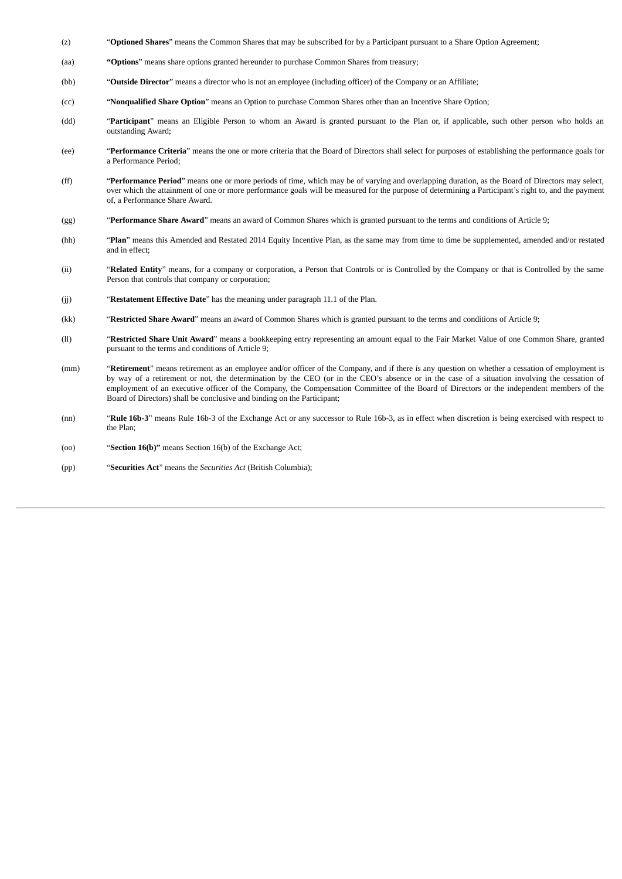(z) “**Optioned Shares**” means the Common Shares that may be subscribed for by a Participant pursuant to a Share Option Agreement;

(aa) **“Options**” means share options granted hereunder to purchase Common Shares from treasury;

(bb) “**Outside Director**” means a director who is not an employee (including officer) of the Company or an Affiliate;

(cc) “**Nonqualified Share Option**” means an Option to purchase Common Shares other than an Incentive Share Option;

(dd) “**Participant**” means an Eligible Person to whom an Award is granted pursuant to the Plan or, if applicable, such other person who holds an outstanding Award;

(ee) “**Performance Criteria**” means the one or more criteria that the Board of Directors shall select for purposes of establishing the performance goals for a Performance Period;

(ff) “**Performance Period**” means one or more periods of time, which may be of varying and overlapping duration, as the Board of Directors may select, over which the attainment of one or more performance goals will be measured for the purpose of determining a Participant’s right to, and the payment of, a Performance Share Award.

(gg) “**Performance Share Award**” means an award of Common Shares which is granted pursuant to the terms and conditions of Article 9;

(hh) “**Plan**” means this Amended and Restated 2014 Equity Incentive Plan, as the same may from time to time be supplemented, amended and/or restated and in effect;

(ii) “**Related Entity**” means, for a company or corporation, a Person that Controls or is Controlled by the Company or that is Controlled by the same Person that controls that company or corporation;

(jj) “**Restatement Effective Date**” has the meaning under paragraph 11.1 of the Plan.

(kk) “**Restricted Share Award**” means an award of Common Shares which is granted pursuant to the terms and conditions of Article 9;

(ll) “**Restricted Share Unit Award**” means a bookkeeping entry representing an amount equal to the Fair Market Value of one Common Share, granted pursuant to the terms and conditions of Article 9;

(mm) “**Retirement**” means retirement as an employee and/or officer of the Company, and if there is any question on whether a cessation of employment is by way of a retirement or not, the determination by the CEO (or in the CEO’s absence or in the case of a situation involving the cessation of employment of an executive officer of the Company, the Compensation Committee of the Board of Directors or the independent members of the Board of Directors) shall be conclusive and binding on the Participant;

(nn) “**Rule 16b-3**” means Rule 16b-3 of the Exchange Act or any successor to Rule 16b-3, as in effect when discretion is being exercised with respect to the Plan;

(oo) “**Section 16(b)”** means Section 16(b) of the Exchange Act;

(pp) “**Securities Act**” means the *Securities Act* (British Columbia);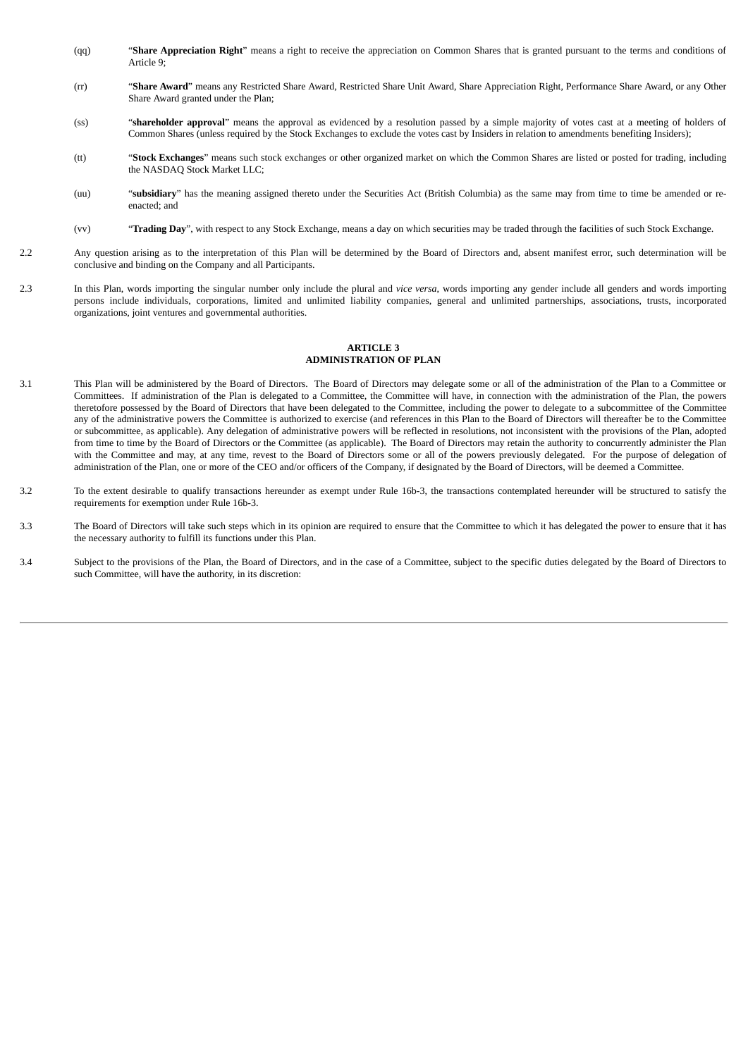(qq) "**Share Appreciation Right**" means a right to receive the appreciation on Common Shares that is granted pursuant to the terms and conditions of Article 9;

(rr) "**Share Award**" means any Restricted Share Award, Restricted Share Unit Award, Share Appreciation Right, Performance Share Award, or any Other Share Award granted under the Plan;

(ss) "**shareholder approval**" means the approval as evidenced by a resolution passed by a simple majority of votes cast at a meeting of holders of Common Shares (unless required by the Stock Exchanges to exclude the votes cast by Insiders in relation to amendments benefiting Insiders);

(tt) "**Stock Exchanges**" means such stock exchanges or other organized market on which the Common Shares are listed or posted for trading, including the NASDAQ Stock Market LLC;

(uu) "**subsidiary**" has the meaning assigned thereto under the Securities Act (British Columbia) as the same may from time to time be amended or re-enacted; and

(vv) "**Trading Day**", with respect to any Stock Exchange, means a day on which securities may be traded through the facilities of such Stock Exchange.

2.2 Any question arising as to the interpretation of this Plan will be determined by the Board of Directors and, absent manifest error, such determination will be conclusive and binding on the Company and all Participants.

2.3 In this Plan, words importing the singular number only include the plural and *vice versa*, words importing any gender include all genders and words importing persons include individuals, corporations, limited and unlimited liability companies, general and unlimited partnerships, associations, trusts, incorporated organizations, joint ventures and governmental authorities.

## ARTICLE 3
## ADMINISTRATION OF PLAN

3.1 This Plan will be administered by the Board of Directors. The Board of Directors may delegate some or all of the administration of the Plan to a Committee or Committees. If administration of the Plan is delegated to a Committee, the Committee will have, in connection with the administration of the Plan, the powers theretofore possessed by the Board of Directors that have been delegated to the Committee, including the power to delegate to a subcommittee of the Committee any of the administrative powers the Committee is authorized to exercise (and references in this Plan to the Board of Directors will thereafter be to the Committee or subcommittee, as applicable). Any delegation of administrative powers will be reflected in resolutions, not inconsistent with the provisions of the Plan, adopted from time to time by the Board of Directors or the Committee (as applicable). The Board of Directors may retain the authority to concurrently administer the Plan with the Committee and may, at any time, revest to the Board of Directors some or all of the powers previously delegated. For the purpose of delegation of administration of the Plan, one or more of the CEO and/or officers of the Company, if designated by the Board of Directors, will be deemed a Committee.

3.2 To the extent desirable to qualify transactions hereunder as exempt under Rule 16b-3, the transactions contemplated hereunder will be structured to satisfy the requirements for exemption under Rule 16b-3.

3.3 The Board of Directors will take such steps which in its opinion are required to ensure that the Committee to which it has delegated the power to ensure that it has the necessary authority to fulfill its functions under this Plan.

3.4 Subject to the provisions of the Plan, the Board of Directors, and in the case of a Committee, subject to the specific duties delegated by the Board of Directors to such Committee, will have the authority, in its discretion: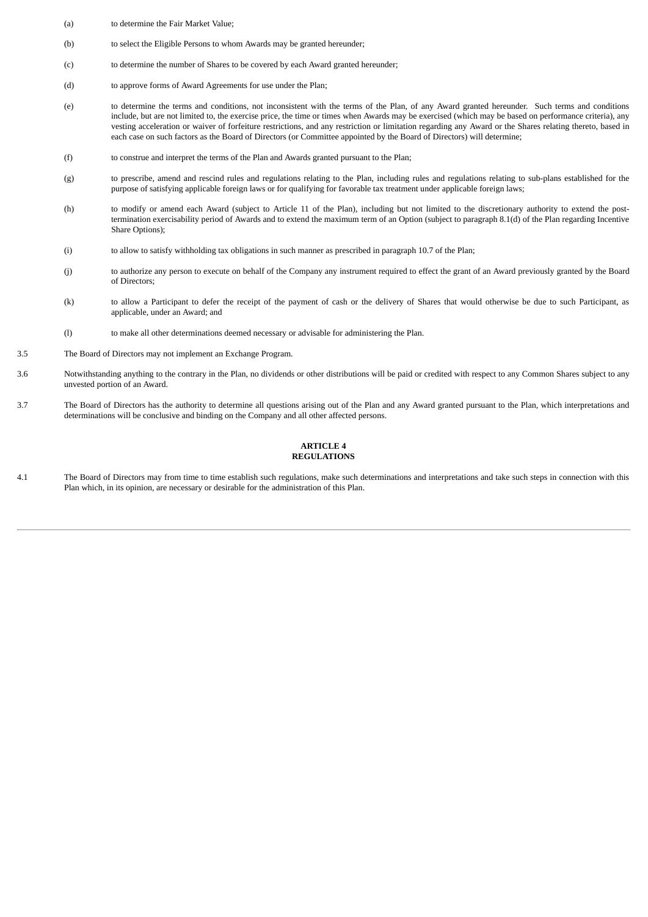(a) to determine the Fair Market Value;

(b) to select the Eligible Persons to whom Awards may be granted hereunder;

(c) to determine the number of Shares to be covered by each Award granted hereunder;

(d) to approve forms of Award Agreements for use under the Plan;

(e) to determine the terms and conditions, not inconsistent with the terms of the Plan, of any Award granted hereunder. Such terms and conditions include, but are not limited to, the exercise price, the time or times when Awards may be exercised (which may be based on performance criteria), any vesting acceleration or waiver of forfeiture restrictions, and any restriction or limitation regarding any Award or the Shares relating thereto, based in each case on such factors as the Board of Directors (or Committee appointed by the Board of Directors) will determine;

(f) to construe and interpret the terms of the Plan and Awards granted pursuant to the Plan;

(g) to prescribe, amend and rescind rules and regulations relating to the Plan, including rules and regulations relating to sub-plans established for the purpose of satisfying applicable foreign laws or for qualifying for favorable tax treatment under applicable foreign laws;

(h) to modify or amend each Award (subject to Article 11 of the Plan), including but not limited to the discretionary authority to extend the post-termination exercisability period of Awards and to extend the maximum term of an Option (subject to paragraph 8.1(d) of the Plan regarding Incentive Share Options);

(i) to allow to satisfy withholding tax obligations in such manner as prescribed in paragraph 10.7 of the Plan;

(j) to authorize any person to execute on behalf of the Company any instrument required to effect the grant of an Award previously granted by the Board of Directors;

(k) to allow a Participant to defer the receipt of the payment of cash or the delivery of Shares that would otherwise be due to such Participant, as applicable, under an Award; and

(l) to make all other determinations deemed necessary or advisable for administering the Plan.

3.5 The Board of Directors may not implement an Exchange Program.

3.6 Notwithstanding anything to the contrary in the Plan, no dividends or other distributions will be paid or credited with respect to any Common Shares subject to any unvested portion of an Award.

3.7 The Board of Directors has the authority to determine all questions arising out of the Plan and any Award granted pursuant to the Plan, which interpretations and determinations will be conclusive and binding on the Company and all other affected persons.

## ARTICLE 4
## REGULATIONS

4.1 The Board of Directors may from time to time establish such regulations, make such determinations and interpretations and take such steps in connection with this Plan which, in its opinion, are necessary or desirable for the administration of this Plan.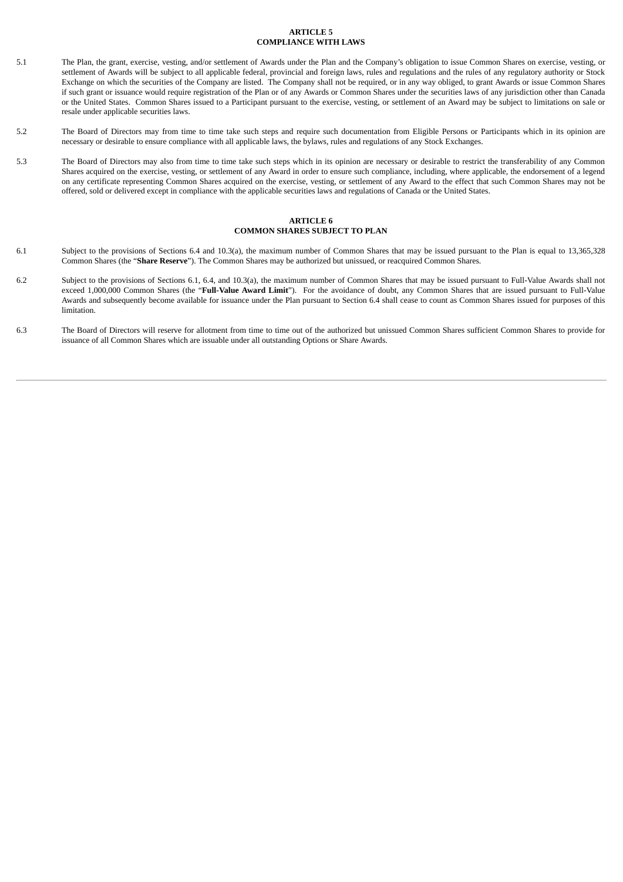## ARTICLE 5
## COMPLIANCE WITH LAWS

5.1 The Plan, the grant, exercise, vesting, and/or settlement of Awards under the Plan and the Company's obligation to issue Common Shares on exercise, vesting, or settlement of Awards will be subject to all applicable federal, provincial and foreign laws, rules and regulations and the rules of any regulatory authority or Stock Exchange on which the securities of the Company are listed. The Company shall not be required, or in any way obliged, to grant Awards or issue Common Shares if such grant or issuance would require registration of the Plan or of any Awards or Common Shares under the securities laws of any jurisdiction other than Canada or the United States. Common Shares issued to a Participant pursuant to the exercise, vesting, or settlement of an Award may be subject to limitations on sale or resale under applicable securities laws.

5.2 The Board of Directors may from time to time take such steps and require such documentation from Eligible Persons or Participants which in its opinion are necessary or desirable to ensure compliance with all applicable laws, the bylaws, rules and regulations of any Stock Exchanges.

5.3 The Board of Directors may also from time to time take such steps which in its opinion are necessary or desirable to restrict the transferability of any Common Shares acquired on the exercise, vesting, or settlement of any Award in order to ensure such compliance, including, where applicable, the endorsement of a legend on any certificate representing Common Shares acquired on the exercise, vesting, or settlement of any Award to the effect that such Common Shares may not be offered, sold or delivered except in compliance with the applicable securities laws and regulations of Canada or the United States.

## ARTICLE 6
## COMMON SHARES SUBJECT TO PLAN

6.1 Subject to the provisions of Sections 6.4 and 10.3(a), the maximum number of Common Shares that may be issued pursuant to the Plan is equal to 13,365,328 Common Shares (the "**Share Reserve**"). The Common Shares may be authorized but unissued, or reacquired Common Shares.

6.2 Subject to the provisions of Sections 6.1, 6.4, and 10.3(a), the maximum number of Common Shares that may be issued pursuant to Full-Value Awards shall not exceed 1,000,000 Common Shares (the "**Full-Value Award Limit**"). For the avoidance of doubt, any Common Shares that are issued pursuant to Full-Value Awards and subsequently become available for issuance under the Plan pursuant to Section 6.4 shall cease to count as Common Shares issued for purposes of this limitation.

6.3 The Board of Directors will reserve for allotment from time to time out of the authorized but unissued Common Shares sufficient Common Shares to provide for issuance of all Common Shares which are issuable under all outstanding Options or Share Awards.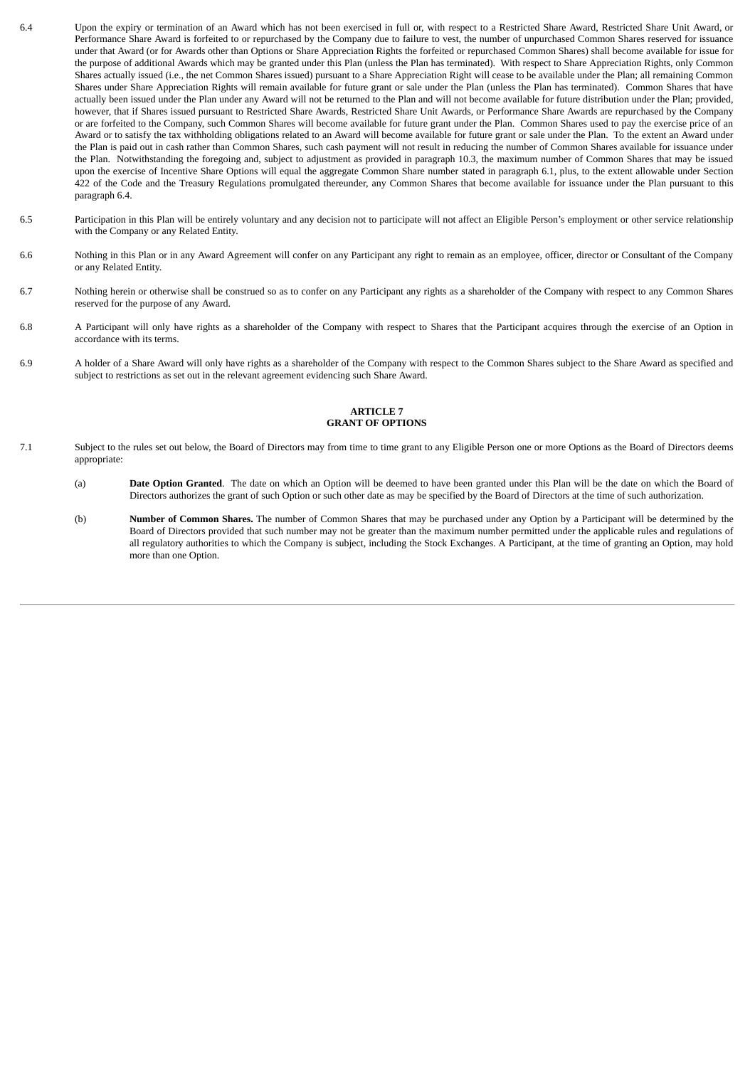6.4 Upon the expiry or termination of an Award which has not been exercised in full or, with respect to a Restricted Share Award, Restricted Share Unit Award, or Performance Share Award is forfeited to or repurchased by the Company due to failure to vest, the number of unpurchased Common Shares reserved for issuance under that Award (or for Awards other than Options or Share Appreciation Rights the forfeited or repurchased Common Shares) shall become available for issue for the purpose of additional Awards which may be granted under this Plan (unless the Plan has terminated). With respect to Share Appreciation Rights, only Common Shares actually issued (i.e., the net Common Shares issued) pursuant to a Share Appreciation Right will cease to be available under the Plan; all remaining Common Shares under Share Appreciation Rights will remain available for future grant or sale under the Plan (unless the Plan has terminated). Common Shares that have actually been issued under the Plan under any Award will not be returned to the Plan and will not become available for future distribution under the Plan; provided, however, that if Shares issued pursuant to Restricted Share Awards, Restricted Share Unit Awards, or Performance Share Awards are repurchased by the Company or are forfeited to the Company, such Common Shares will become available for future grant under the Plan. Common Shares used to pay the exercise price of an Award or to satisfy the tax withholding obligations related to an Award will become available for future grant or sale under the Plan. To the extent an Award under the Plan is paid out in cash rather than Common Shares, such cash payment will not result in reducing the number of Common Shares available for issuance under the Plan. Notwithstanding the foregoing and, subject to adjustment as provided in paragraph 10.3, the maximum number of Common Shares that may be issued upon the exercise of Incentive Share Options will equal the aggregate Common Share number stated in paragraph 6.1, plus, to the extent allowable under Section 422 of the Code and the Treasury Regulations promulgated thereunder, any Common Shares that become available for issuance under the Plan pursuant to this paragraph 6.4.

6.5 Participation in this Plan will be entirely voluntary and any decision not to participate will not affect an Eligible Person's employment or other service relationship with the Company or any Related Entity.

6.6 Nothing in this Plan or in any Award Agreement will confer on any Participant any right to remain as an employee, officer, director or Consultant of the Company or any Related Entity.

6.7 Nothing herein or otherwise shall be construed so as to confer on any Participant any rights as a shareholder of the Company with respect to any Common Shares reserved for the purpose of any Award.

6.8 A Participant will only have rights as a shareholder of the Company with respect to Shares that the Participant acquires through the exercise of an Option in accordance with its terms.

6.9 A holder of a Share Award will only have rights as a shareholder of the Company with respect to the Common Shares subject to the Share Award as specified and subject to restrictions as set out in the relevant agreement evidencing such Share Award.

## ARTICLE 7
## GRANT OF OPTIONS

7.1 Subject to the rules set out below, the Board of Directors may from time to time grant to any Eligible Person one or more Options as the Board of Directors deems appropriate:

(a) **Date Option Granted**. The date on which an Option will be deemed to have been granted under this Plan will be the date on which the Board of Directors authorizes the grant of such Option or such other date as may be specified by the Board of Directors at the time of such authorization.

(b) **Number of Common Shares.** The number of Common Shares that may be purchased under any Option by a Participant will be determined by the Board of Directors provided that such number may not be greater than the maximum number permitted under the applicable rules and regulations of all regulatory authorities to which the Company is subject, including the Stock Exchanges. A Participant, at the time of granting an Option, may hold more than one Option.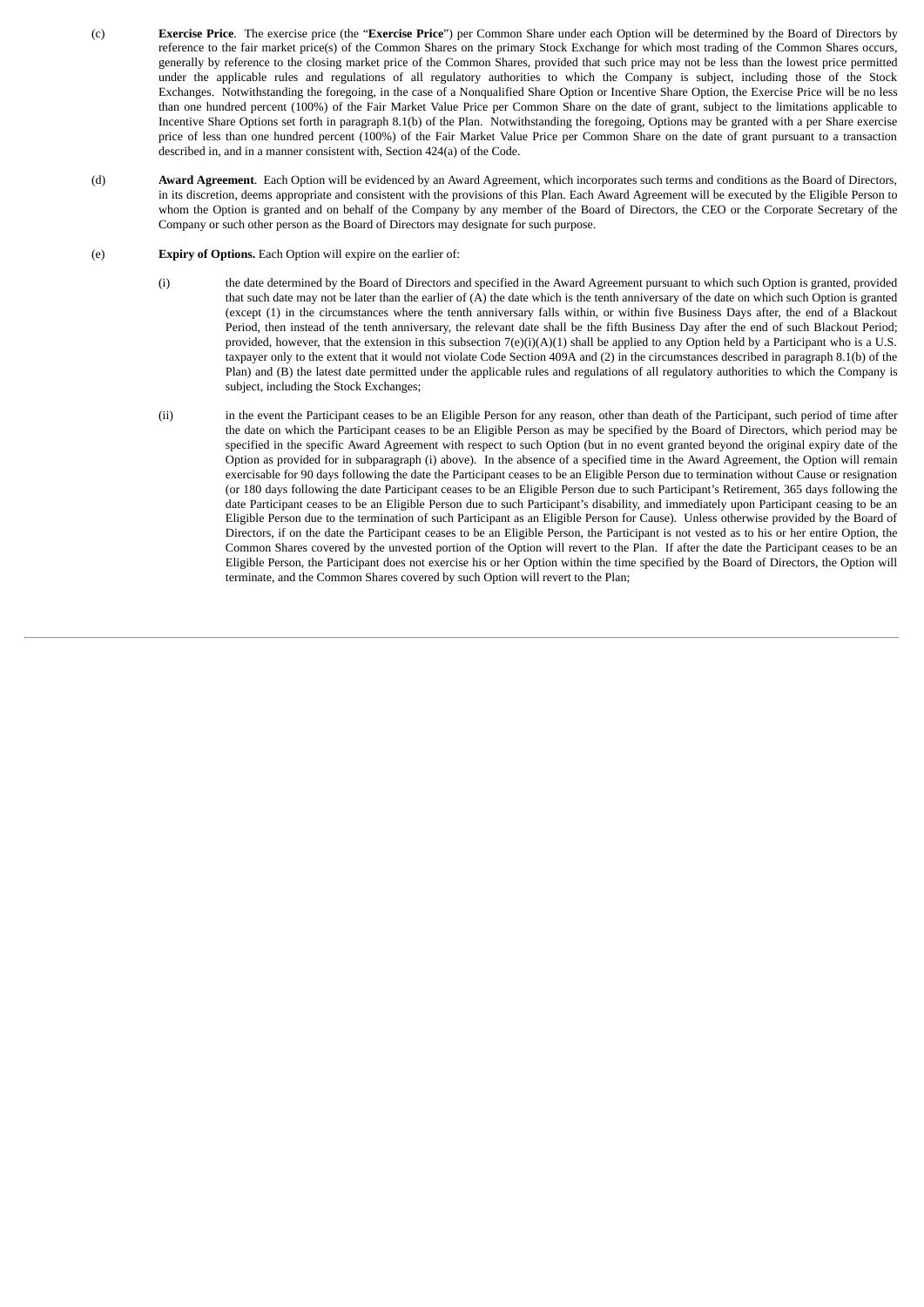(c) **Exercise Price**. The exercise price (the "**Exercise Price**") per Common Share under each Option will be determined by the Board of Directors by reference to the fair market price(s) of the Common Shares on the primary Stock Exchange for which most trading of the Common Shares occurs, generally by reference to the closing market price of the Common Shares, provided that such price may not be less than the lowest price permitted under the applicable rules and regulations of all regulatory authorities to which the Company is subject, including those of the Stock Exchanges. Notwithstanding the foregoing, in the case of a Nonqualified Share Option or Incentive Share Option, the Exercise Price will be no less than one hundred percent (100%) of the Fair Market Value Price per Common Share on the date of grant, subject to the limitations applicable to Incentive Share Options set forth in paragraph 8.1(b) of the Plan. Notwithstanding the foregoing, Options may be granted with a per Share exercise price of less than one hundred percent (100%) of the Fair Market Value Price per Common Share on the date of grant pursuant to a transaction described in, and in a manner consistent with, Section 424(a) of the Code.

(d) **Award Agreement**. Each Option will be evidenced by an Award Agreement, which incorporates such terms and conditions as the Board of Directors, in its discretion, deems appropriate and consistent with the provisions of this Plan. Each Award Agreement will be executed by the Eligible Person to whom the Option is granted and on behalf of the Company by any member of the Board of Directors, the CEO or the Corporate Secretary of the Company or such other person as the Board of Directors may designate for such purpose.

(e) **Expiry of Options.** Each Option will expire on the earlier of:

(i) the date determined by the Board of Directors and specified in the Award Agreement pursuant to which such Option is granted, provided that such date may not be later than the earlier of (A) the date which is the tenth anniversary of the date on which such Option is granted (except (1) in the circumstances where the tenth anniversary falls within, or within five Business Days after, the end of a Blackout Period, then instead of the tenth anniversary, the relevant date shall be the fifth Business Day after the end of such Blackout Period; provided, however, that the extension in this subsection 7(e)(i)(A)(1) shall be applied to any Option held by a Participant who is a U.S. taxpayer only to the extent that it would not violate Code Section 409A and (2) in the circumstances described in paragraph 8.1(b) of the Plan) and (B) the latest date permitted under the applicable rules and regulations of all regulatory authorities to which the Company is subject, including the Stock Exchanges;

(ii) in the event the Participant ceases to be an Eligible Person for any reason, other than death of the Participant, such period of time after the date on which the Participant ceases to be an Eligible Person as may be specified by the Board of Directors, which period may be specified in the specific Award Agreement with respect to such Option (but in no event granted beyond the original expiry date of the Option as provided for in subparagraph (i) above). In the absence of a specified time in the Award Agreement, the Option will remain exercisable for 90 days following the date the Participant ceases to be an Eligible Person due to termination without Cause or resignation (or 180 days following the date Participant ceases to be an Eligible Person due to such Participant's Retirement, 365 days following the date Participant ceases to be an Eligible Person due to such Participant's disability, and immediately upon Participant ceasing to be an Eligible Person due to the termination of such Participant as an Eligible Person for Cause). Unless otherwise provided by the Board of Directors, if on the date the Participant ceases to be an Eligible Person, the Participant is not vested as to his or her entire Option, the Common Shares covered by the unvested portion of the Option will revert to the Plan. If after the date the Participant ceases to be an Eligible Person, the Participant does not exercise his or her Option within the time specified by the Board of Directors, the Option will terminate, and the Common Shares covered by such Option will revert to the Plan;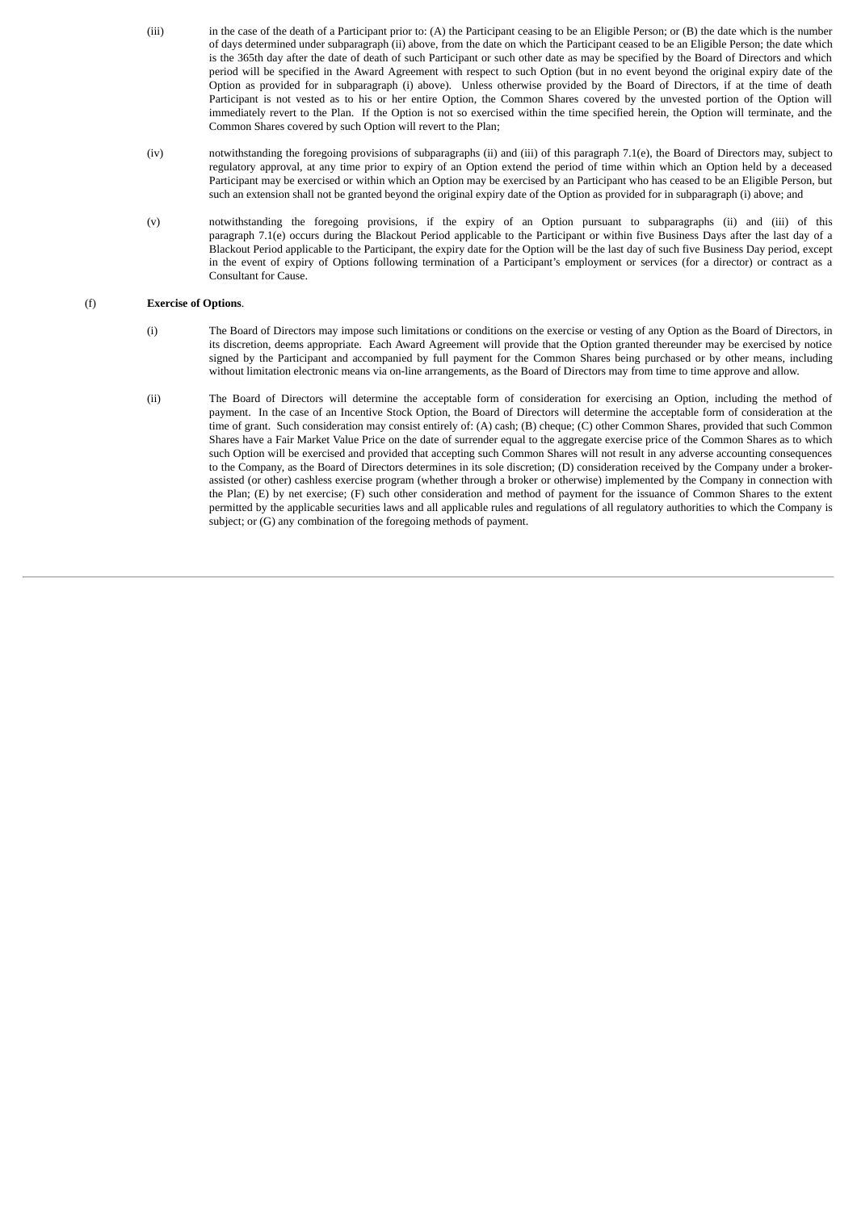(iii) in the case of the death of a Participant prior to: (A) the Participant ceasing to be an Eligible Person; or (B) the date which is the number of days determined under subparagraph (ii) above, from the date on which the Participant ceased to be an Eligible Person; the date which is the 365th day after the date of death of such Participant or such other date as may be specified by the Board of Directors and which period will be specified in the Award Agreement with respect to such Option (but in no event beyond the original expiry date of the Option as provided for in subparagraph (i) above). Unless otherwise provided by the Board of Directors, if at the time of death Participant is not vested as to his or her entire Option, the Common Shares covered by the unvested portion of the Option will immediately revert to the Plan. If the Option is not so exercised within the time specified herein, the Option will terminate, and the Common Shares covered by such Option will revert to the Plan;

(iv) notwithstanding the foregoing provisions of subparagraphs (ii) and (iii) of this paragraph 7.1(e), the Board of Directors may, subject to regulatory approval, at any time prior to expiry of an Option extend the period of time within which an Option held by a deceased Participant may be exercised or within which an Option may be exercised by an Participant who has ceased to be an Eligible Person, but such an extension shall not be granted beyond the original expiry date of the Option as provided for in subparagraph (i) above; and

(v) notwithstanding the foregoing provisions, if the expiry of an Option pursuant to subparagraphs (ii) and (iii) of this paragraph 7.1(e) occurs during the Blackout Period applicable to the Participant or within five Business Days after the last day of a Blackout Period applicable to the Participant, the expiry date for the Option will be the last day of such five Business Day period, except in the event of expiry of Options following termination of a Participant's employment or services (for a director) or contract as a Consultant for Cause.

(f) **Exercise of Options**.

(i) The Board of Directors may impose such limitations or conditions on the exercise or vesting of any Option as the Board of Directors, in its discretion, deems appropriate. Each Award Agreement will provide that the Option granted thereunder may be exercised by notice signed by the Participant and accompanied by full payment for the Common Shares being purchased or by other means, including without limitation electronic means via on-line arrangements, as the Board of Directors may from time to time approve and allow.

(ii) The Board of Directors will determine the acceptable form of consideration for exercising an Option, including the method of payment. In the case of an Incentive Stock Option, the Board of Directors will determine the acceptable form of consideration at the time of grant. Such consideration may consist entirely of: (A) cash; (B) cheque; (C) other Common Shares, provided that such Common Shares have a Fair Market Value Price on the date of surrender equal to the aggregate exercise price of the Common Shares as to which such Option will be exercised and provided that accepting such Common Shares will not result in any adverse accounting consequences to the Company, as the Board of Directors determines in its sole discretion; (D) consideration received by the Company under a broker-assisted (or other) cashless exercise program (whether through a broker or otherwise) implemented by the Company in connection with the Plan; (E) by net exercise; (F) such other consideration and method of payment for the issuance of Common Shares to the extent permitted by the applicable securities laws and all applicable rules and regulations of all regulatory authorities to which the Company is subject; or (G) any combination of the foregoing methods of payment.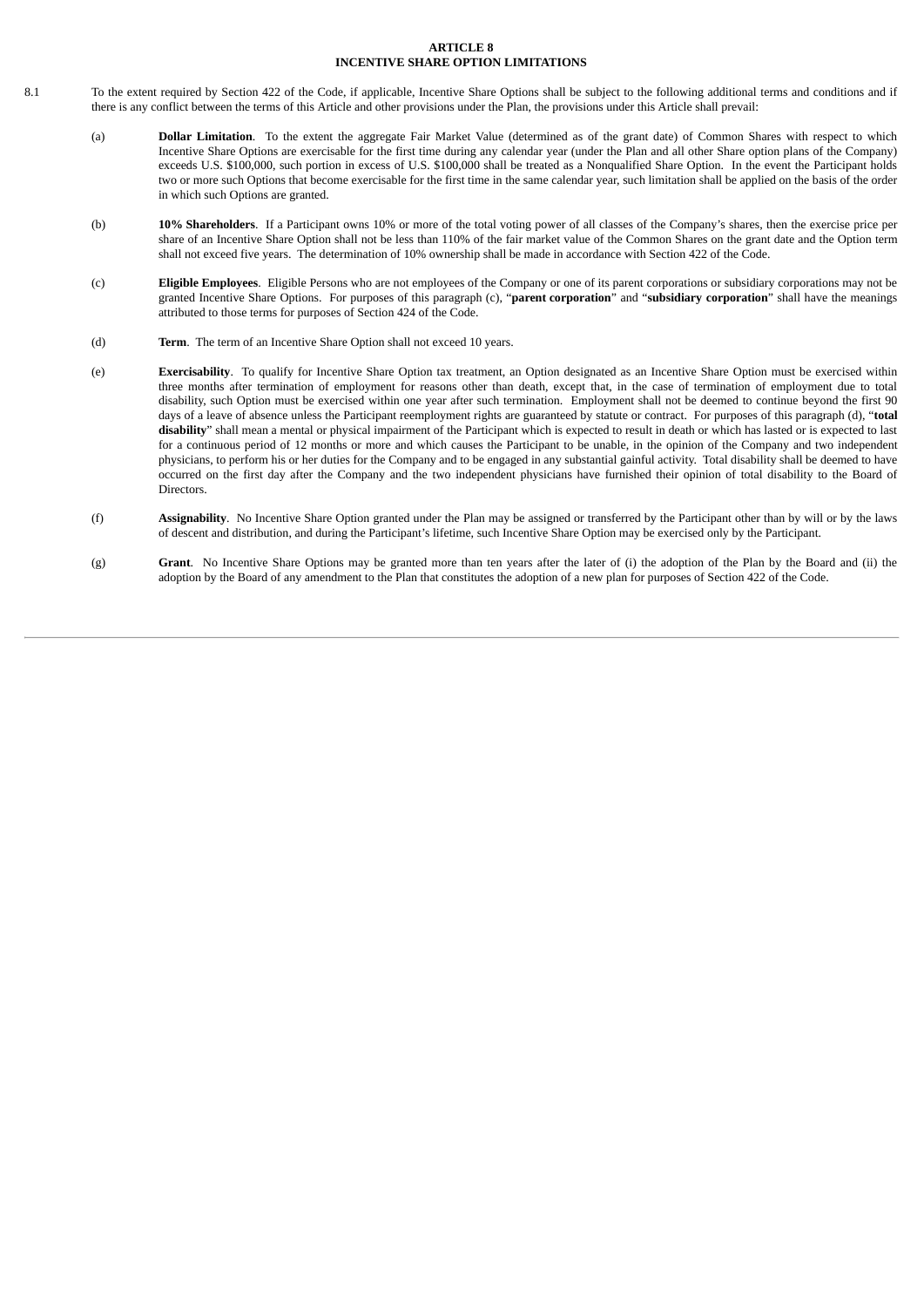# ARTICLE 8
# INCENTIVE SHARE OPTION LIMITATIONS

8.1 To the extent required by Section 422 of the Code, if applicable, Incentive Share Options shall be subject to the following additional terms and conditions and if there is any conflict between the terms of this Article and other provisions under the Plan, the provisions under this Article shall prevail:

(a) **Dollar Limitation**. To the extent the aggregate Fair Market Value (determined as of the grant date) of Common Shares with respect to which Incentive Share Options are exercisable for the first time during any calendar year (under the Plan and all other Share option plans of the Company) exceeds U.S. $100,000, such portion in excess of U.S. $100,000 shall be treated as a Nonqualified Share Option. In the event the Participant holds two or more such Options that become exercisable for the first time in the same calendar year, such limitation shall be applied on the basis of the order in which such Options are granted.

(b) **10% Shareholders**. If a Participant owns 10% or more of the total voting power of all classes of the Company's shares, then the exercise price per share of an Incentive Share Option shall not be less than 110% of the fair market value of the Common Shares on the grant date and the Option term shall not exceed five years. The determination of 10% ownership shall be made in accordance with Section 422 of the Code.

(c) **Eligible Employees**. Eligible Persons who are not employees of the Company or one of its parent corporations or subsidiary corporations may not be granted Incentive Share Options. For purposes of this paragraph (c), "**parent corporation**" and "**subsidiary corporation**" shall have the meanings attributed to those terms for purposes of Section 424 of the Code.

(d) **Term**. The term of an Incentive Share Option shall not exceed 10 years.

(e) **Exercisability**. To qualify for Incentive Share Option tax treatment, an Option designated as an Incentive Share Option must be exercised within three months after termination of employment for reasons other than death, except that, in the case of termination of employment due to total disability, such Option must be exercised within one year after such termination. Employment shall not be deemed to continue beyond the first 90 days of a leave of absence unless the Participant reemployment rights are guaranteed by statute or contract. For purposes of this paragraph (d), "**total disability**" shall mean a mental or physical impairment of the Participant which is expected to result in death or which has lasted or is expected to last for a continuous period of 12 months or more and which causes the Participant to be unable, in the opinion of the Company and two independent physicians, to perform his or her duties for the Company and to be engaged in any substantial gainful activity. Total disability shall be deemed to have occurred on the first day after the Company and the two independent physicians have furnished their opinion of total disability to the Board of Directors.

(f) **Assignability**. No Incentive Share Option granted under the Plan may be assigned or transferred by the Participant other than by will or by the laws of descent and distribution, and during the Participant's lifetime, such Incentive Share Option may be exercised only by the Participant.

(g) **Grant**. No Incentive Share Options may be granted more than ten years after the later of (i) the adoption of the Plan by the Board and (ii) the adoption by the Board of any amendment to the Plan that constitutes the adoption of a new plan for purposes of Section 422 of the Code.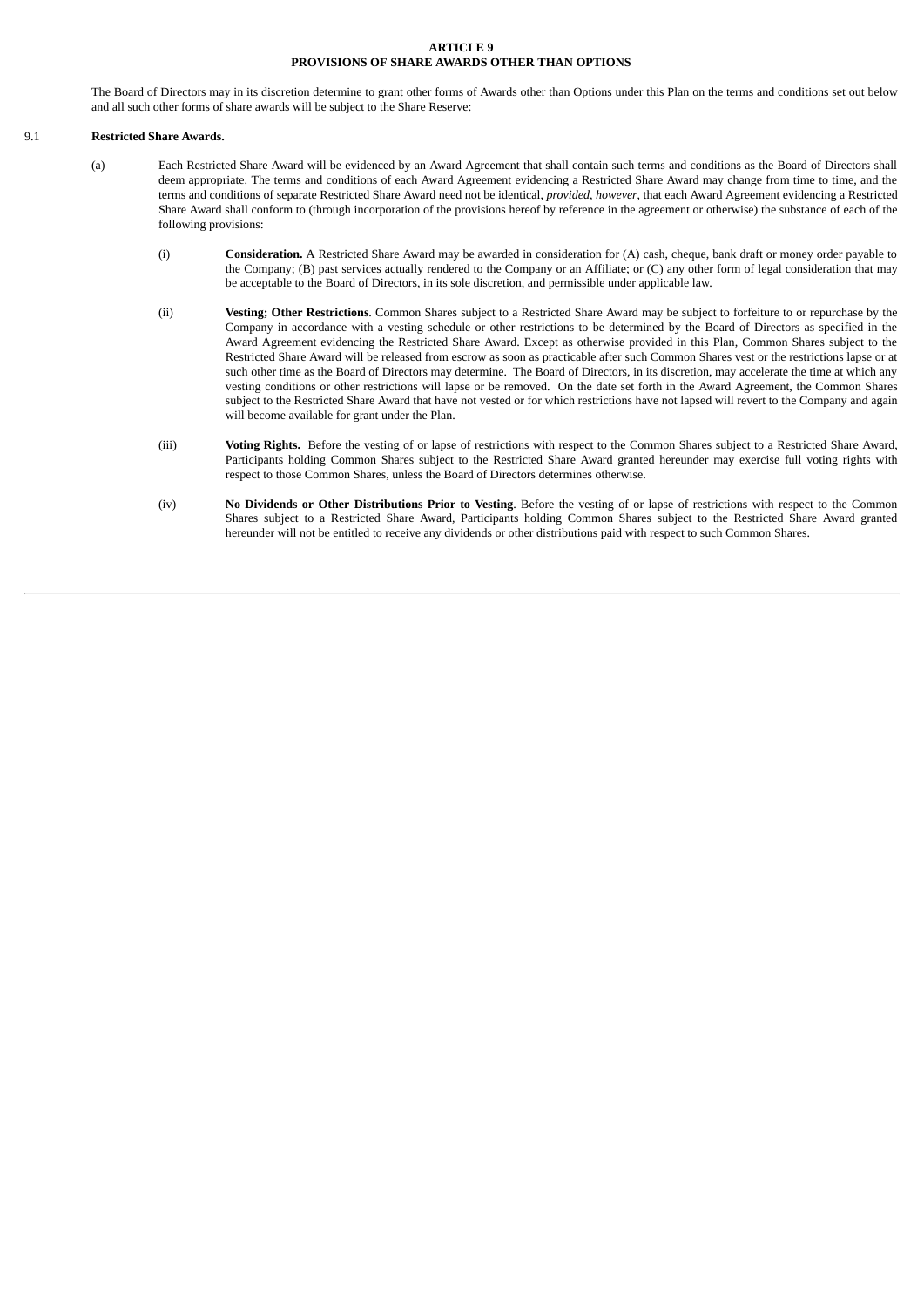# ARTICLE 9
# PROVISIONS OF SHARE AWARDS OTHER THAN OPTIONS

The Board of Directors may in its discretion determine to grant other forms of Awards other than Options under this Plan on the terms and conditions set out below and all such other forms of share awards will be subject to the Share Reserve:

9.1 **Restricted Share Awards.**

(a) Each Restricted Share Award will be evidenced by an Award Agreement that shall contain such terms and conditions as the Board of Directors shall deem appropriate. The terms and conditions of each Award Agreement evidencing a Restricted Share Award may change from time to time, and the terms and conditions of separate Restricted Share Award need not be identical, *provided, however,* that each Award Agreement evidencing a Restricted Share Award shall conform to (through incorporation of the provisions hereof by reference in the agreement or otherwise) the substance of each of the following provisions:

(i) **Consideration.** A Restricted Share Award may be awarded in consideration for (A) cash, cheque, bank draft or money order payable to the Company; (B) past services actually rendered to the Company or an Affiliate; or (C) any other form of legal consideration that may be acceptable to the Board of Directors, in its sole discretion, and permissible under applicable law.

(ii) **Vesting; Other Restrictions**. Common Shares subject to a Restricted Share Award may be subject to forfeiture to or repurchase by the Company in accordance with a vesting schedule or other restrictions to be determined by the Board of Directors as specified in the Award Agreement evidencing the Restricted Share Award. Except as otherwise provided in this Plan, Common Shares subject to the Restricted Share Award will be released from escrow as soon as practicable after such Common Shares vest or the restrictions lapse or at such other time as the Board of Directors may determine. The Board of Directors, in its discretion, may accelerate the time at which any vesting conditions or other restrictions will lapse or be removed. On the date set forth in the Award Agreement, the Common Shares subject to the Restricted Share Award that have not vested or for which restrictions have not lapsed will revert to the Company and again will become available for grant under the Plan.

(iii) **Voting Rights.** Before the vesting of or lapse of restrictions with respect to the Common Shares subject to a Restricted Share Award, Participants holding Common Shares subject to the Restricted Share Award granted hereunder may exercise full voting rights with respect to those Common Shares, unless the Board of Directors determines otherwise.

(iv) **No Dividends or Other Distributions Prior to Vesting**. Before the vesting of or lapse of restrictions with respect to the Common Shares subject to a Restricted Share Award, Participants holding Common Shares subject to the Restricted Share Award granted hereunder will not be entitled to receive any dividends or other distributions paid with respect to such Common Shares.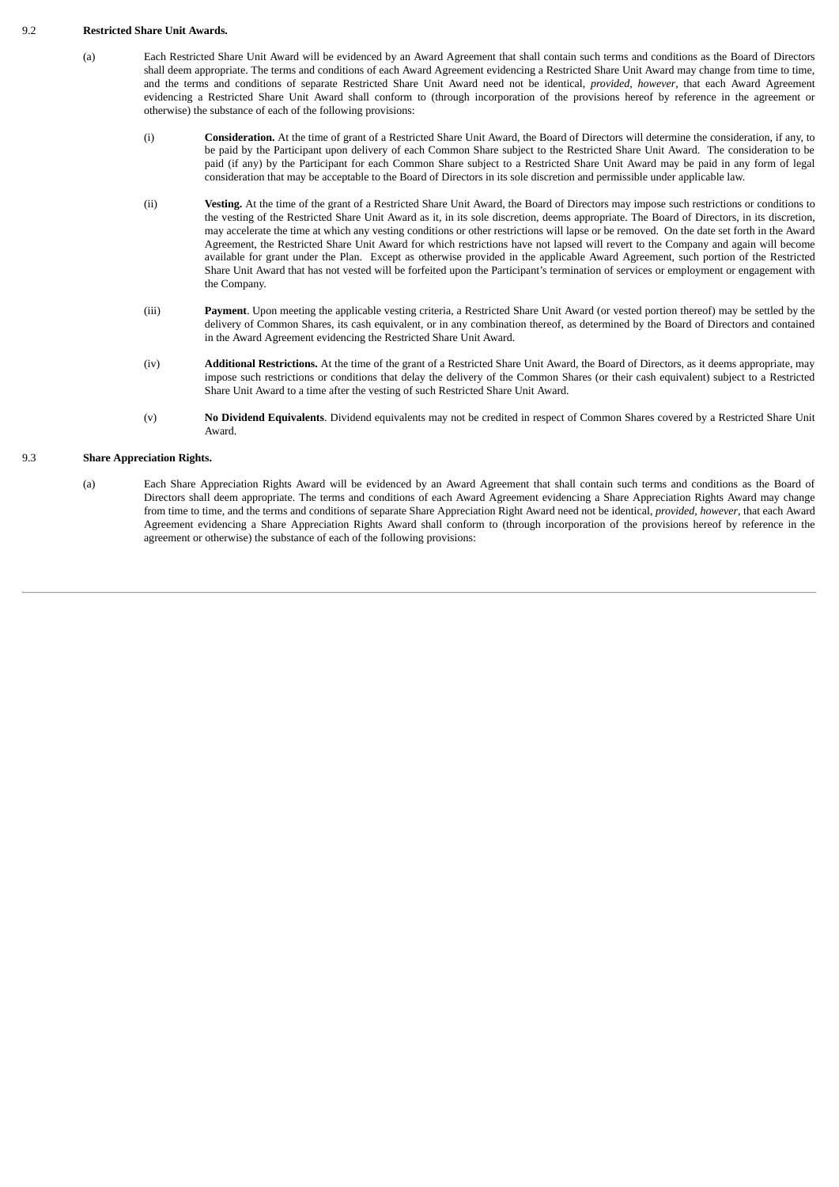9.2 **Restricted Share Unit Awards.**

(a) Each Restricted Share Unit Award will be evidenced by an Award Agreement that shall contain such terms and conditions as the Board of Directors shall deem appropriate. The terms and conditions of each Award Agreement evidencing a Restricted Share Unit Award may change from time to time, and the terms and conditions of separate Restricted Share Unit Award need not be identical, *provided*, *however*, that each Award Agreement evidencing a Restricted Share Unit Award shall conform to (through incorporation of the provisions hereof by reference in the agreement or otherwise) the substance of each of the following provisions:

(i) **Consideration.** At the time of grant of a Restricted Share Unit Award, the Board of Directors will determine the consideration, if any, to be paid by the Participant upon delivery of each Common Share subject to the Restricted Share Unit Award. The consideration to be paid (if any) by the Participant for each Common Share subject to a Restricted Share Unit Award may be paid in any form of legal consideration that may be acceptable to the Board of Directors in its sole discretion and permissible under applicable law.

(ii) **Vesting.** At the time of the grant of a Restricted Share Unit Award, the Board of Directors may impose such restrictions or conditions to the vesting of the Restricted Share Unit Award as it, in its sole discretion, deems appropriate. The Board of Directors, in its discretion, may accelerate the time at which any vesting conditions or other restrictions will lapse or be removed. On the date set forth in the Award Agreement, the Restricted Share Unit Award for which restrictions have not lapsed will revert to the Company and again will become available for grant under the Plan. Except as otherwise provided in the applicable Award Agreement, such portion of the Restricted Share Unit Award that has not vested will be forfeited upon the Participant's termination of services or employment or engagement with the Company.

(iii) **Payment**. Upon meeting the applicable vesting criteria, a Restricted Share Unit Award (or vested portion thereof) may be settled by the delivery of Common Shares, its cash equivalent, or in any combination thereof, as determined by the Board of Directors and contained in the Award Agreement evidencing the Restricted Share Unit Award.

(iv) **Additional Restrictions.** At the time of the grant of a Restricted Share Unit Award, the Board of Directors, as it deems appropriate, may impose such restrictions or conditions that delay the delivery of the Common Shares (or their cash equivalent) subject to a Restricted Share Unit Award to a time after the vesting of such Restricted Share Unit Award.

(v) **No Dividend Equivalents**. Dividend equivalents may not be credited in respect of Common Shares covered by a Restricted Share Unit Award.

9.3 **Share Appreciation Rights.**

(a) Each Share Appreciation Rights Award will be evidenced by an Award Agreement that shall contain such terms and conditions as the Board of Directors shall deem appropriate. The terms and conditions of each Award Agreement evidencing a Share Appreciation Rights Award may change from time to time, and the terms and conditions of separate Share Appreciation Right Award need not be identical, *provided*, *however*, that each Award Agreement evidencing a Share Appreciation Rights Award shall conform to (through incorporation of the provisions hereof by reference in the agreement or otherwise) the substance of each of the following provisions: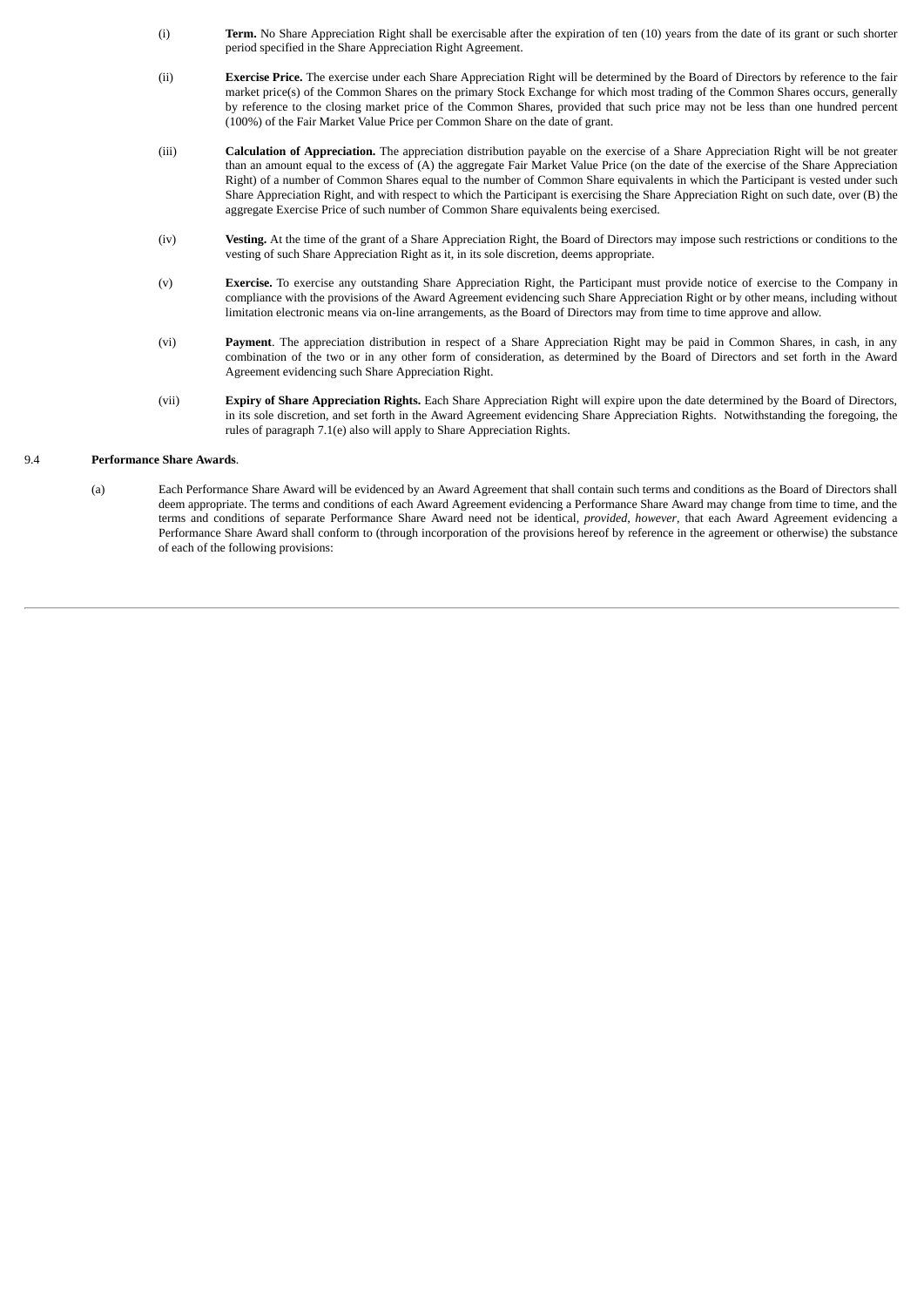(i) **Term.** No Share Appreciation Right shall be exercisable after the expiration of ten (10) years from the date of its grant or such shorter period specified in the Share Appreciation Right Agreement.

(ii) **Exercise Price.** The exercise under each Share Appreciation Right will be determined by the Board of Directors by reference to the fair market price(s) of the Common Shares on the primary Stock Exchange for which most trading of the Common Shares occurs, generally by reference to the closing market price of the Common Shares, provided that such price may not be less than one hundred percent (100%) of the Fair Market Value Price per Common Share on the date of grant.

(iii) **Calculation of Appreciation.** The appreciation distribution payable on the exercise of a Share Appreciation Right will be not greater than an amount equal to the excess of (A) the aggregate Fair Market Value Price (on the date of the exercise of the Share Appreciation Right) of a number of Common Shares equal to the number of Common Share equivalents in which the Participant is vested under such Share Appreciation Right, and with respect to which the Participant is exercising the Share Appreciation Right on such date, over (B) the aggregate Exercise Price of such number of Common Share equivalents being exercised.

(iv) **Vesting.** At the time of the grant of a Share Appreciation Right, the Board of Directors may impose such restrictions or conditions to the vesting of such Share Appreciation Right as it, in its sole discretion, deems appropriate.

(v) **Exercise.** To exercise any outstanding Share Appreciation Right, the Participant must provide notice of exercise to the Company in compliance with the provisions of the Award Agreement evidencing such Share Appreciation Right or by other means, including without limitation electronic means via on-line arrangements, as the Board of Directors may from time to time approve and allow.

(vi) **Payment**. The appreciation distribution in respect of a Share Appreciation Right may be paid in Common Shares, in cash, in any combination of the two or in any other form of consideration, as determined by the Board of Directors and set forth in the Award Agreement evidencing such Share Appreciation Right.

(vii) **Expiry of Share Appreciation Rights.** Each Share Appreciation Right will expire upon the date determined by the Board of Directors, in its sole discretion, and set forth in the Award Agreement evidencing Share Appreciation Rights. Notwithstanding the foregoing, the rules of paragraph 7.1(e) also will apply to Share Appreciation Rights.

9.4 **Performance Share Awards**.

(a) Each Performance Share Award will be evidenced by an Award Agreement that shall contain such terms and conditions as the Board of Directors shall deem appropriate. The terms and conditions of each Award Agreement evidencing a Performance Share Award may change from time to time, and the terms and conditions of separate Performance Share Award need not be identical, *provided*, *however*, that each Award Agreement evidencing a Performance Share Award shall conform to (through incorporation of the provisions hereof by reference in the agreement or otherwise) the substance of each of the following provisions: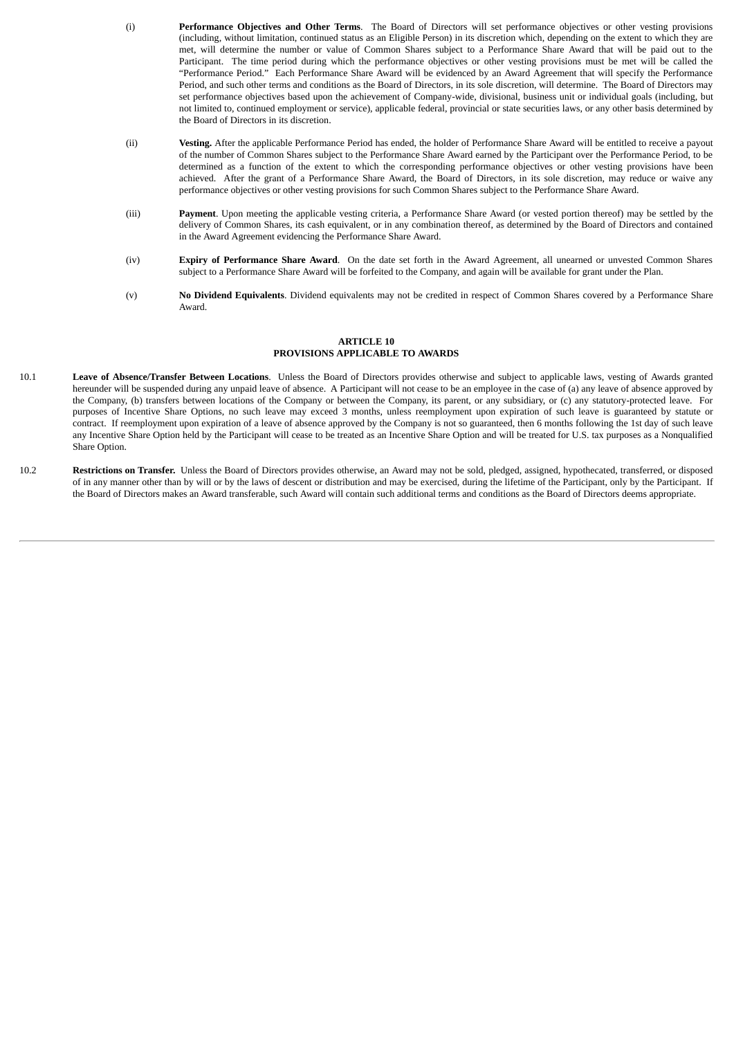(i) **Performance Objectives and Other Terms**. The Board of Directors will set performance objectives or other vesting provisions (including, without limitation, continued status as an Eligible Person) in its discretion which, depending on the extent to which they are met, will determine the number or value of Common Shares subject to a Performance Share Award that will be paid out to the Participant. The time period during which the performance objectives or other vesting provisions must be met will be called the "Performance Period." Each Performance Share Award will be evidenced by an Award Agreement that will specify the Performance Period, and such other terms and conditions as the Board of Directors, in its sole discretion, will determine. The Board of Directors may set performance objectives based upon the achievement of Company-wide, divisional, business unit or individual goals (including, but not limited to, continued employment or service), applicable federal, provincial or state securities laws, or any other basis determined by the Board of Directors in its discretion.

(ii) **Vesting.** After the applicable Performance Period has ended, the holder of Performance Share Award will be entitled to receive a payout of the number of Common Shares subject to the Performance Share Award earned by the Participant over the Performance Period, to be determined as a function of the extent to which the corresponding performance objectives or other vesting provisions have been achieved. After the grant of a Performance Share Award, the Board of Directors, in its sole discretion, may reduce or waive any performance objectives or other vesting provisions for such Common Shares subject to the Performance Share Award.

(iii) **Payment**. Upon meeting the applicable vesting criteria, a Performance Share Award (or vested portion thereof) may be settled by the delivery of Common Shares, its cash equivalent, or in any combination thereof, as determined by the Board of Directors and contained in the Award Agreement evidencing the Performance Share Award.

(iv) **Expiry of Performance Share Award**. On the date set forth in the Award Agreement, all unearned or unvested Common Shares subject to a Performance Share Award will be forfeited to the Company, and again will be available for grant under the Plan.

(v) **No Dividend Equivalents**. Dividend equivalents may not be credited in respect of Common Shares covered by a Performance Share Award.

## ARTICLE 10
## PROVISIONS APPLICABLE TO AWARDS

10.1 **Leave of Absence/Transfer Between Locations**. Unless the Board of Directors provides otherwise and subject to applicable laws, vesting of Awards granted hereunder will be suspended during any unpaid leave of absence. A Participant will not cease to be an employee in the case of (a) any leave of absence approved by the Company, (b) transfers between locations of the Company or between the Company, its parent, or any subsidiary, or (c) any statutory-protected leave. For purposes of Incentive Share Options, no such leave may exceed 3 months, unless reemployment upon expiration of such leave is guaranteed by statute or contract. If reemployment upon expiration of a leave of absence approved by the Company is not so guaranteed, then 6 months following the 1st day of such leave any Incentive Share Option held by the Participant will cease to be treated as an Incentive Share Option and will be treated for U.S. tax purposes as a Nonqualified Share Option.

10.2 **Restrictions on Transfer.** Unless the Board of Directors provides otherwise, an Award may not be sold, pledged, assigned, hypothecated, transferred, or disposed of in any manner other than by will or by the laws of descent or distribution and may be exercised, during the lifetime of the Participant, only by the Participant. If the Board of Directors makes an Award transferable, such Award will contain such additional terms and conditions as the Board of Directors deems appropriate.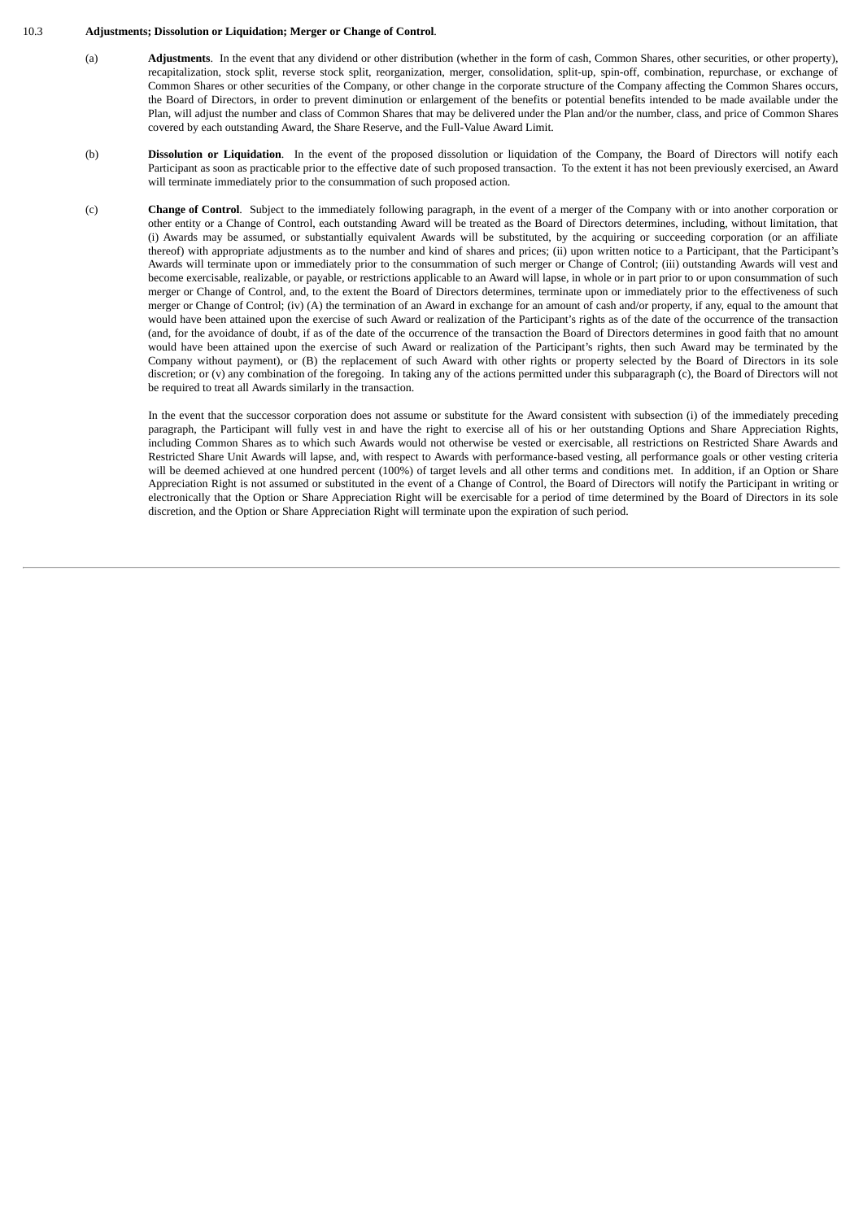10.3 **Adjustments; Dissolution or Liquidation; Merger or Change of Control**.

(a) **Adjustments**. In the event that any dividend or other distribution (whether in the form of cash, Common Shares, other securities, or other property), recapitalization, stock split, reverse stock split, reorganization, merger, consolidation, split-up, spin-off, combination, repurchase, or exchange of Common Shares or other securities of the Company, or other change in the corporate structure of the Company affecting the Common Shares occurs, the Board of Directors, in order to prevent diminution or enlargement of the benefits or potential benefits intended to be made available under the Plan, will adjust the number and class of Common Shares that may be delivered under the Plan and/or the number, class, and price of Common Shares covered by each outstanding Award, the Share Reserve, and the Full-Value Award Limit.

(b) **Dissolution or Liquidation**. In the event of the proposed dissolution or liquidation of the Company, the Board of Directors will notify each Participant as soon as practicable prior to the effective date of such proposed transaction. To the extent it has not been previously exercised, an Award will terminate immediately prior to the consummation of such proposed action.

(c) **Change of Control**. Subject to the immediately following paragraph, in the event of a merger of the Company with or into another corporation or other entity or a Change of Control, each outstanding Award will be treated as the Board of Directors determines, including, without limitation, that (i) Awards may be assumed, or substantially equivalent Awards will be substituted, by the acquiring or succeeding corporation (or an affiliate thereof) with appropriate adjustments as to the number and kind of shares and prices; (ii) upon written notice to a Participant, that the Participant's Awards will terminate upon or immediately prior to the consummation of such merger or Change of Control; (iii) outstanding Awards will vest and become exercisable, realizable, or payable, or restrictions applicable to an Award will lapse, in whole or in part prior to or upon consummation of such merger or Change of Control, and, to the extent the Board of Directors determines, terminate upon or immediately prior to the effectiveness of such merger or Change of Control; (iv) (A) the termination of an Award in exchange for an amount of cash and/or property, if any, equal to the amount that would have been attained upon the exercise of such Award or realization of the Participant's rights as of the date of the occurrence of the transaction (and, for the avoidance of doubt, if as of the date of the occurrence of the transaction the Board of Directors determines in good faith that no amount would have been attained upon the exercise of such Award or realization of the Participant's rights, then such Award may be terminated by the Company without payment), or (B) the replacement of such Award with other rights or property selected by the Board of Directors in its sole discretion; or (v) any combination of the foregoing. In taking any of the actions permitted under this subparagraph (c), the Board of Directors will not be required to treat all Awards similarly in the transaction.

In the event that the successor corporation does not assume or substitute for the Award consistent with subsection (i) of the immediately preceding paragraph, the Participant will fully vest in and have the right to exercise all of his or her outstanding Options and Share Appreciation Rights, including Common Shares as to which such Awards would not otherwise be vested or exercisable, all restrictions on Restricted Share Awards and Restricted Share Unit Awards will lapse, and, with respect to Awards with performance-based vesting, all performance goals or other vesting criteria will be deemed achieved at one hundred percent (100%) of target levels and all other terms and conditions met. In addition, if an Option or Share Appreciation Right is not assumed or substituted in the event of a Change of Control, the Board of Directors will notify the Participant in writing or electronically that the Option or Share Appreciation Right will be exercisable for a period of time determined by the Board of Directors in its sole discretion, and the Option or Share Appreciation Right will terminate upon the expiration of such period.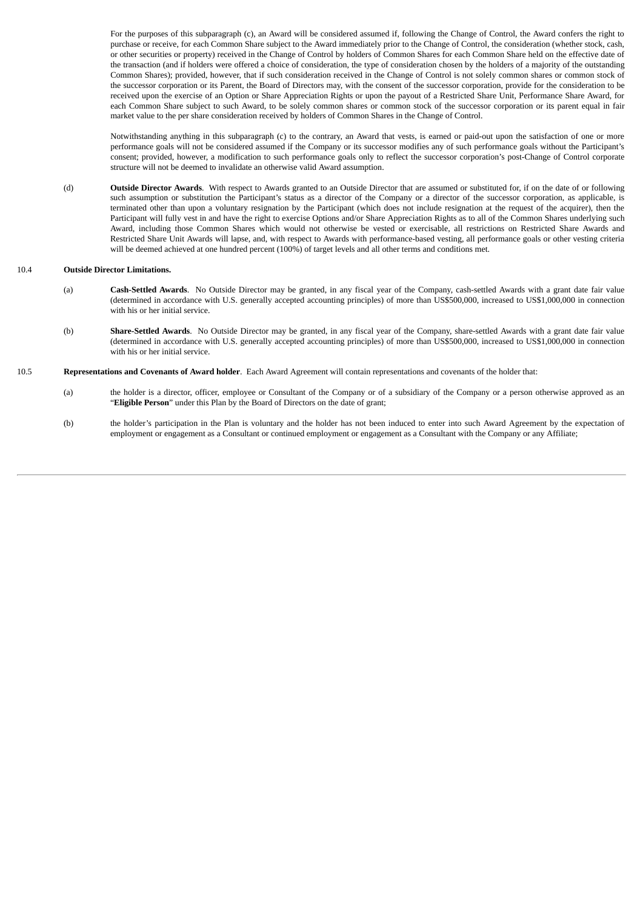For the purposes of this subparagraph (c), an Award will be considered assumed if, following the Change of Control, the Award confers the right to purchase or receive, for each Common Share subject to the Award immediately prior to the Change of Control, the consideration (whether stock, cash, or other securities or property) received in the Change of Control by holders of Common Shares for each Common Share held on the effective date of the transaction (and if holders were offered a choice of consideration, the type of consideration chosen by the holders of a majority of the outstanding Common Shares); provided, however, that if such consideration received in the Change of Control is not solely common shares or common stock of the successor corporation or its Parent, the Board of Directors may, with the consent of the successor corporation, provide for the consideration to be received upon the exercise of an Option or Share Appreciation Rights or upon the payout of a Restricted Share Unit, Performance Share Award, for each Common Share subject to such Award, to be solely common shares or common stock of the successor corporation or its parent equal in fair market value to the per share consideration received by holders of Common Shares in the Change of Control.

Notwithstanding anything in this subparagraph (c) to the contrary, an Award that vests, is earned or paid-out upon the satisfaction of one or more performance goals will not be considered assumed if the Company or its successor modifies any of such performance goals without the Participant's consent; provided, however, a modification to such performance goals only to reflect the successor corporation's post-Change of Control corporate structure will not be deemed to invalidate an otherwise valid Award assumption.

(d) **Outside Director Awards**. With respect to Awards granted to an Outside Director that are assumed or substituted for, if on the date of or following such assumption or substitution the Participant's status as a director of the Company or a director of the successor corporation, as applicable, is terminated other than upon a voluntary resignation by the Participant (which does not include resignation at the request of the acquirer), then the Participant will fully vest in and have the right to exercise Options and/or Share Appreciation Rights as to all of the Common Shares underlying such Award, including those Common Shares which would not otherwise be vested or exercisable, all restrictions on Restricted Share Awards and Restricted Share Unit Awards will lapse, and, with respect to Awards with performance-based vesting, all performance goals or other vesting criteria will be deemed achieved at one hundred percent (100%) of target levels and all other terms and conditions met.

10.4 **Outside Director Limitations.**

(a) **Cash-Settled Awards**. No Outside Director may be granted, in any fiscal year of the Company, cash-settled Awards with a grant date fair value (determined in accordance with U.S. generally accepted accounting principles) of more than US$500,000, increased to US$1,000,000 in connection with his or her initial service.

(b) **Share-Settled Awards**. No Outside Director may be granted, in any fiscal year of the Company, share-settled Awards with a grant date fair value (determined in accordance with U.S. generally accepted accounting principles) of more than US$500,000, increased to US$1,000,000 in connection with his or her initial service.

10.5 **Representations and Covenants of Award holder**. Each Award Agreement will contain representations and covenants of the holder that:

(a) the holder is a director, officer, employee or Consultant of the Company or of a subsidiary of the Company or a person otherwise approved as an "**Eligible Person**" under this Plan by the Board of Directors on the date of grant;

(b) the holder's participation in the Plan is voluntary and the holder has not been induced to enter into such Award Agreement by the expectation of employment or engagement as a Consultant or continued employment or engagement as a Consultant with the Company or any Affiliate;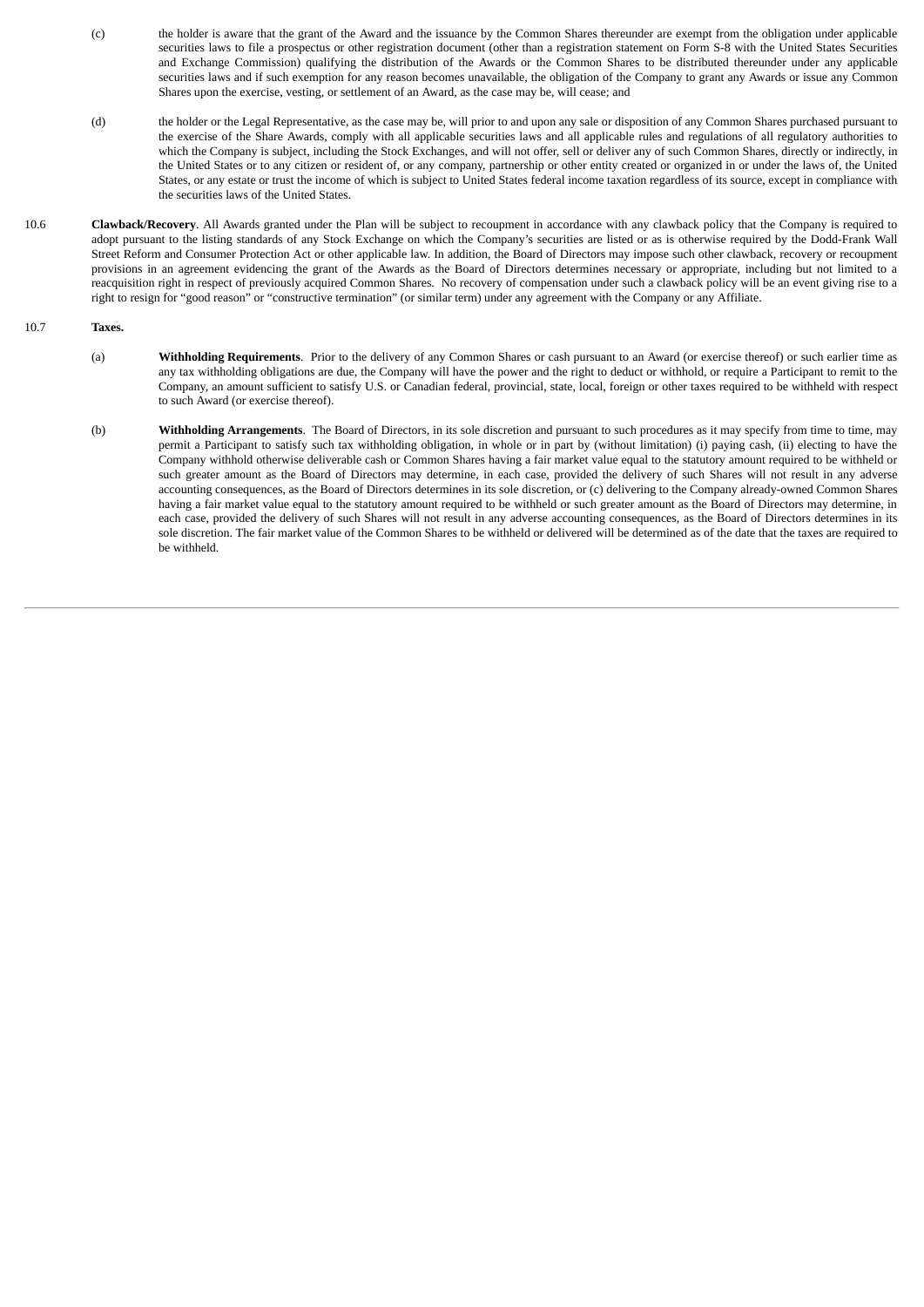(c) the holder is aware that the grant of the Award and the issuance by the Common Shares thereunder are exempt from the obligation under applicable securities laws to file a prospectus or other registration document (other than a registration statement on Form S-8 with the United States Securities and Exchange Commission) qualifying the distribution of the Awards or the Common Shares to be distributed thereunder under any applicable securities laws and if such exemption for any reason becomes unavailable, the obligation of the Company to grant any Awards or issue any Common Shares upon the exercise, vesting, or settlement of an Award, as the case may be, will cease; and

(d) the holder or the Legal Representative, as the case may be, will prior to and upon any sale or disposition of any Common Shares purchased pursuant to the exercise of the Share Awards, comply with all applicable securities laws and all applicable rules and regulations of all regulatory authorities to which the Company is subject, including the Stock Exchanges, and will not offer, sell or deliver any of such Common Shares, directly or indirectly, in the United States or to any citizen or resident of, or any company, partnership or other entity created or organized in or under the laws of, the United States, or any estate or trust the income of which is subject to United States federal income taxation regardless of its source, except in compliance with the securities laws of the United States.

10.6 **Clawback/Recovery**. All Awards granted under the Plan will be subject to recoupment in accordance with any clawback policy that the Company is required to adopt pursuant to the listing standards of any Stock Exchange on which the Company's securities are listed or as is otherwise required by the Dodd-Frank Wall Street Reform and Consumer Protection Act or other applicable law. In addition, the Board of Directors may impose such other clawback, recovery or recoupment provisions in an agreement evidencing the grant of the Awards as the Board of Directors determines necessary or appropriate, including but not limited to a reacquisition right in respect of previously acquired Common Shares. No recovery of compensation under such a clawback policy will be an event giving rise to a right to resign for "good reason" or "constructive termination" (or similar term) under any agreement with the Company or any Affiliate.

10.7 **Taxes.**

(a) **Withholding Requirements**. Prior to the delivery of any Common Shares or cash pursuant to an Award (or exercise thereof) or such earlier time as any tax withholding obligations are due, the Company will have the power and the right to deduct or withhold, or require a Participant to remit to the Company, an amount sufficient to satisfy U.S. or Canadian federal, provincial, state, local, foreign or other taxes required to be withheld with respect to such Award (or exercise thereof).

(b) **Withholding Arrangements**. The Board of Directors, in its sole discretion and pursuant to such procedures as it may specify from time to time, may permit a Participant to satisfy such tax withholding obligation, in whole or in part by (without limitation) (i) paying cash, (ii) electing to have the Company withhold otherwise deliverable cash or Common Shares having a fair market value equal to the statutory amount required to be withheld or such greater amount as the Board of Directors may determine, in each case, provided the delivery of such Shares will not result in any adverse accounting consequences, as the Board of Directors determines in its sole discretion, or (c) delivering to the Company already-owned Common Shares having a fair market value equal to the statutory amount required to be withheld or such greater amount as the Board of Directors may determine, in each case, provided the delivery of such Shares will not result in any adverse accounting consequences, as the Board of Directors determines in its sole discretion. The fair market value of the Common Shares to be withheld or delivered will be determined as of the date that the taxes are required to be withheld.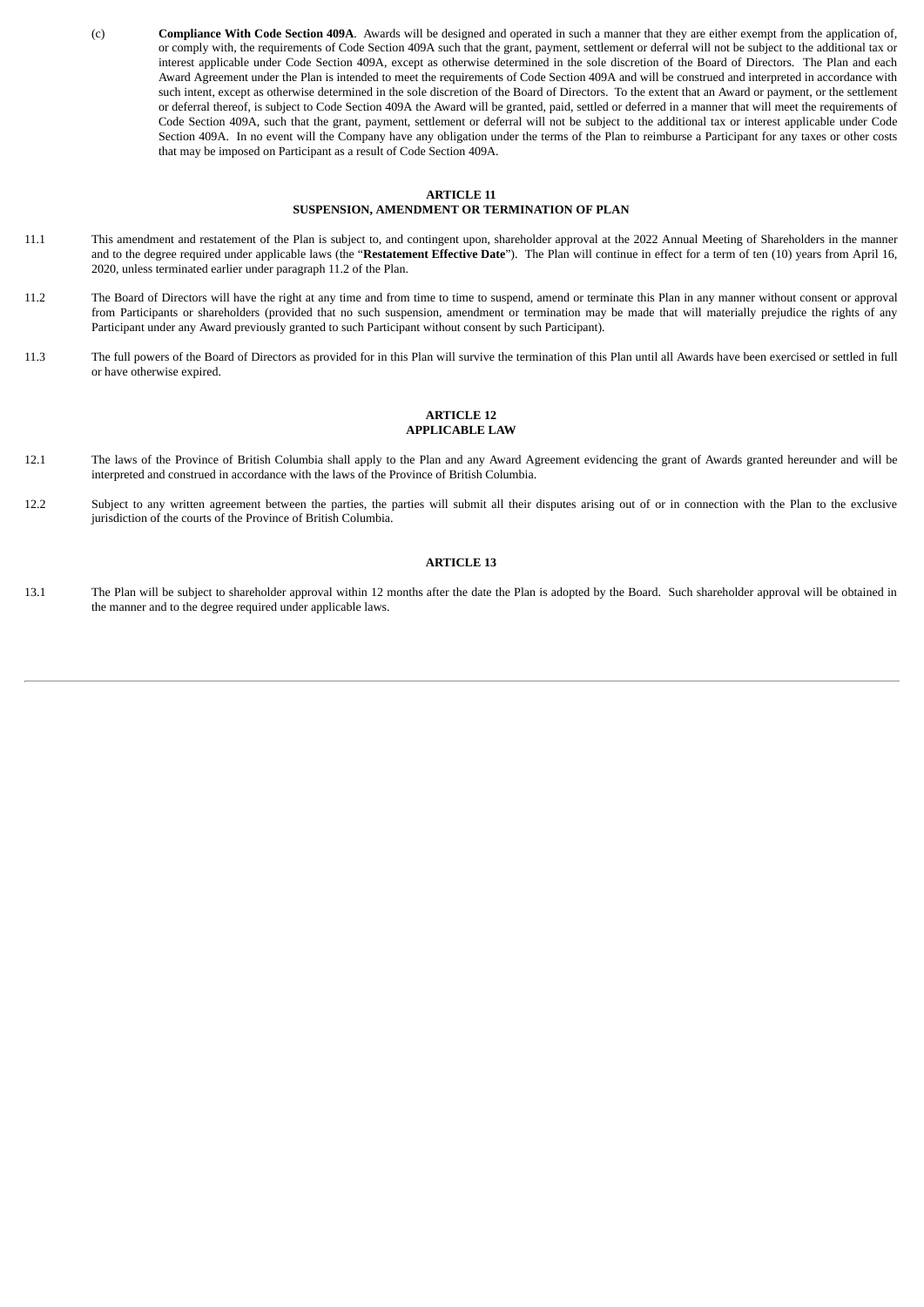(c) **Compliance With Code Section 409A**. Awards will be designed and operated in such a manner that they are either exempt from the application of, or comply with, the requirements of Code Section 409A such that the grant, payment, settlement or deferral will not be subject to the additional tax or interest applicable under Code Section 409A, except as otherwise determined in the sole discretion of the Board of Directors. The Plan and each Award Agreement under the Plan is intended to meet the requirements of Code Section 409A and will be construed and interpreted in accordance with such intent, except as otherwise determined in the sole discretion of the Board of Directors. To the extent that an Award or payment, or the settlement or deferral thereof, is subject to Code Section 409A the Award will be granted, paid, settled or deferred in a manner that will meet the requirements of Code Section 409A, such that the grant, payment, settlement or deferral will not be subject to the additional tax or interest applicable under Code Section 409A. In no event will the Company have any obligation under the terms of the Plan to reimburse a Participant for any taxes or other costs that may be imposed on Participant as a result of Code Section 409A.

## ARTICLE 11
## SUSPENSION, AMENDMENT OR TERMINATION OF PLAN

11.1 This amendment and restatement of the Plan is subject to, and contingent upon, shareholder approval at the 2022 Annual Meeting of Shareholders in the manner and to the degree required under applicable laws (the "**Restatement Effective Date**"). The Plan will continue in effect for a term of ten (10) years from April 16, 2020, unless terminated earlier under paragraph 11.2 of the Plan.

11.2 The Board of Directors will have the right at any time and from time to time to suspend, amend or terminate this Plan in any manner without consent or approval from Participants or shareholders (provided that no such suspension, amendment or termination may be made that will materially prejudice the rights of any Participant under any Award previously granted to such Participant without consent by such Participant).

11.3 The full powers of the Board of Directors as provided for in this Plan will survive the termination of this Plan until all Awards have been exercised or settled in full or have otherwise expired.

## ARTICLE 12
## APPLICABLE LAW

12.1 The laws of the Province of British Columbia shall apply to the Plan and any Award Agreement evidencing the grant of Awards granted hereunder and will be interpreted and construed in accordance with the laws of the Province of British Columbia.

12.2 Subject to any written agreement between the parties, the parties will submit all their disputes arising out of or in connection with the Plan to the exclusive jurisdiction of the courts of the Province of British Columbia.

## ARTICLE 13

13.1 The Plan will be subject to shareholder approval within 12 months after the date the Plan is adopted by the Board. Such shareholder approval will be obtained in the manner and to the degree required under applicable laws.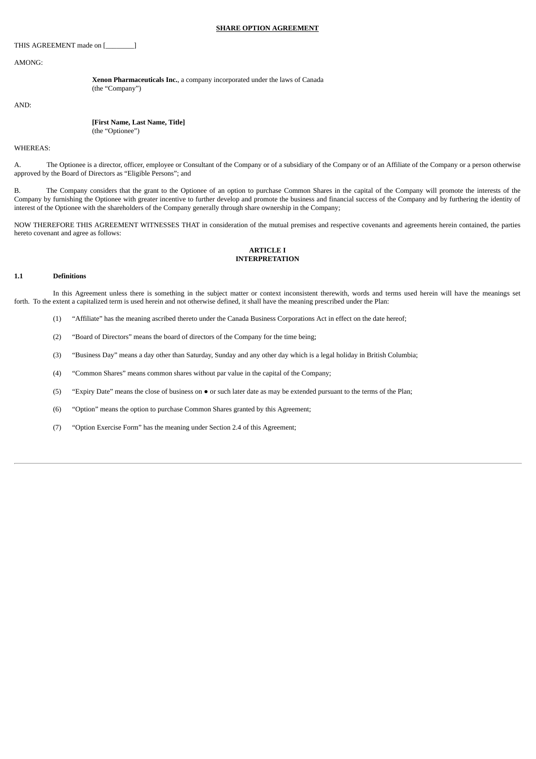**SHARE OPTION AGREEMENT**

THIS AGREEMENT made on [________]

AMONG:

> **Xenon Pharmaceuticals Inc.**, a company incorporated under the laws of Canada
> (the "Company")

AND:

> **[First Name, Last Name, Title]**
> (the "Optionee")

WHEREAS:

A. The Optionee is a director, officer, employee or Consultant of the Company or of a subsidiary of the Company or of an Affiliate of the Company or a person otherwise approved by the Board of Directors as "Eligible Persons"; and

B. The Company considers that the grant to the Optionee of an option to purchase Common Shares in the capital of the Company will promote the interests of the Company by furnishing the Optionee with greater incentive to further develop and promote the business and financial success of the Company and by furthering the identity of interest of the Optionee with the shareholders of the Company generally through share ownership in the Company;

NOW THEREFORE THIS AGREEMENT WITNESSES THAT in consideration of the mutual premises and respective covenants and agreements herein contained, the parties hereto covenant and agree as follows:

## ARTICLE I
## INTERPRETATION

### 1.1 Definitions

In this Agreement unless there is something in the subject matter or context inconsistent therewith, words and terms used herein will have the meanings set forth. To the extent a capitalized term is used herein and not otherwise defined, it shall have the meaning prescribed under the Plan:

(1) "Affiliate" has the meaning ascribed thereto under the Canada Business Corporations Act in effect on the date hereof;

(2) "Board of Directors" means the board of directors of the Company for the time being;

(3) "Business Day" means a day other than Saturday, Sunday and any other day which is a legal holiday in British Columbia;

(4) "Common Shares" means common shares without par value in the capital of the Company;

(5) "Expiry Date" means the close of business on ● or such later date as may be extended pursuant to the terms of the Plan;

(6) "Option" means the option to purchase Common Shares granted by this Agreement;

(7) "Option Exercise Form" has the meaning under Section 2.4 of this Agreement;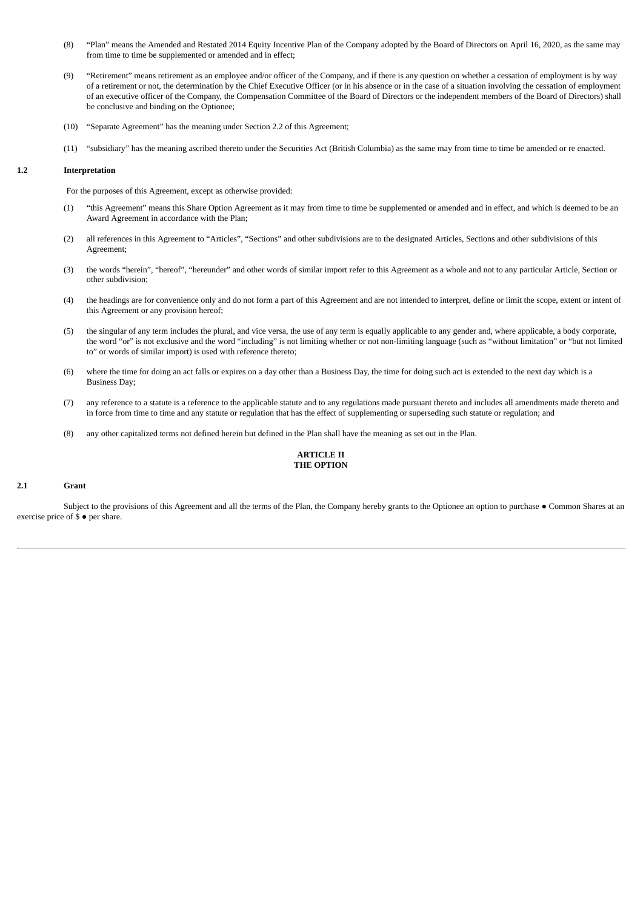(8) “Plan” means the Amended and Restated 2014 Equity Incentive Plan of the Company adopted by the Board of Directors on April 16, 2020, as the same may from time to time be supplemented or amended and in effect;

(9) “Retirement” means retirement as an employee and/or officer of the Company, and if there is any question on whether a cessation of employment is by way of a retirement or not, the determination by the Chief Executive Officer (or in his absence or in the case of a situation involving the cessation of employment of an executive officer of the Company, the Compensation Committee of the Board of Directors or the independent members of the Board of Directors) shall be conclusive and binding on the Optionee;

(10) “Separate Agreement” has the meaning under Section 2.2 of this Agreement;

(11) “subsidiary” has the meaning ascribed thereto under the Securities Act (British Columbia) as the same may from time to time be amended or re enacted.

**1.2 Interpretation**

For the purposes of this Agreement, except as otherwise provided:

(1) “this Agreement” means this Share Option Agreement as it may from time to time be supplemented or amended and in effect, and which is deemed to be an Award Agreement in accordance with the Plan;

(2) all references in this Agreement to “Articles”, “Sections” and other subdivisions are to the designated Articles, Sections and other subdivisions of this Agreement;

(3) the words “herein”, “hereof”, “hereunder” and other words of similar import refer to this Agreement as a whole and not to any particular Article, Section or other subdivision;

(4) the headings are for convenience only and do not form a part of this Agreement and are not intended to interpret, define or limit the scope, extent or intent of this Agreement or any provision hereof;

(5) the singular of any term includes the plural, and vice versa, the use of any term is equally applicable to any gender and, where applicable, a body corporate, the word “or” is not exclusive and the word “including” is not limiting whether or not non-limiting language (such as “without limitation” or “but not limited to” or words of similar import) is used with reference thereto;

(6) where the time for doing an act falls or expires on a day other than a Business Day, the time for doing such act is extended to the next day which is a Business Day;

(7) any reference to a statute is a reference to the applicable statute and to any regulations made pursuant thereto and includes all amendments made thereto and in force from time to time and any statute or regulation that has the effect of supplementing or superseding such statute or regulation; and

(8) any other capitalized terms not defined herein but defined in the Plan shall have the meaning as set out in the Plan.

**ARTICLE II**
**THE OPTION**

**2.1 Grant**

Subject to the provisions of this Agreement and all the terms of the Plan, the Company hereby grants to the Optionee an option to purchase ● Common Shares at an exercise price of $ ● per share.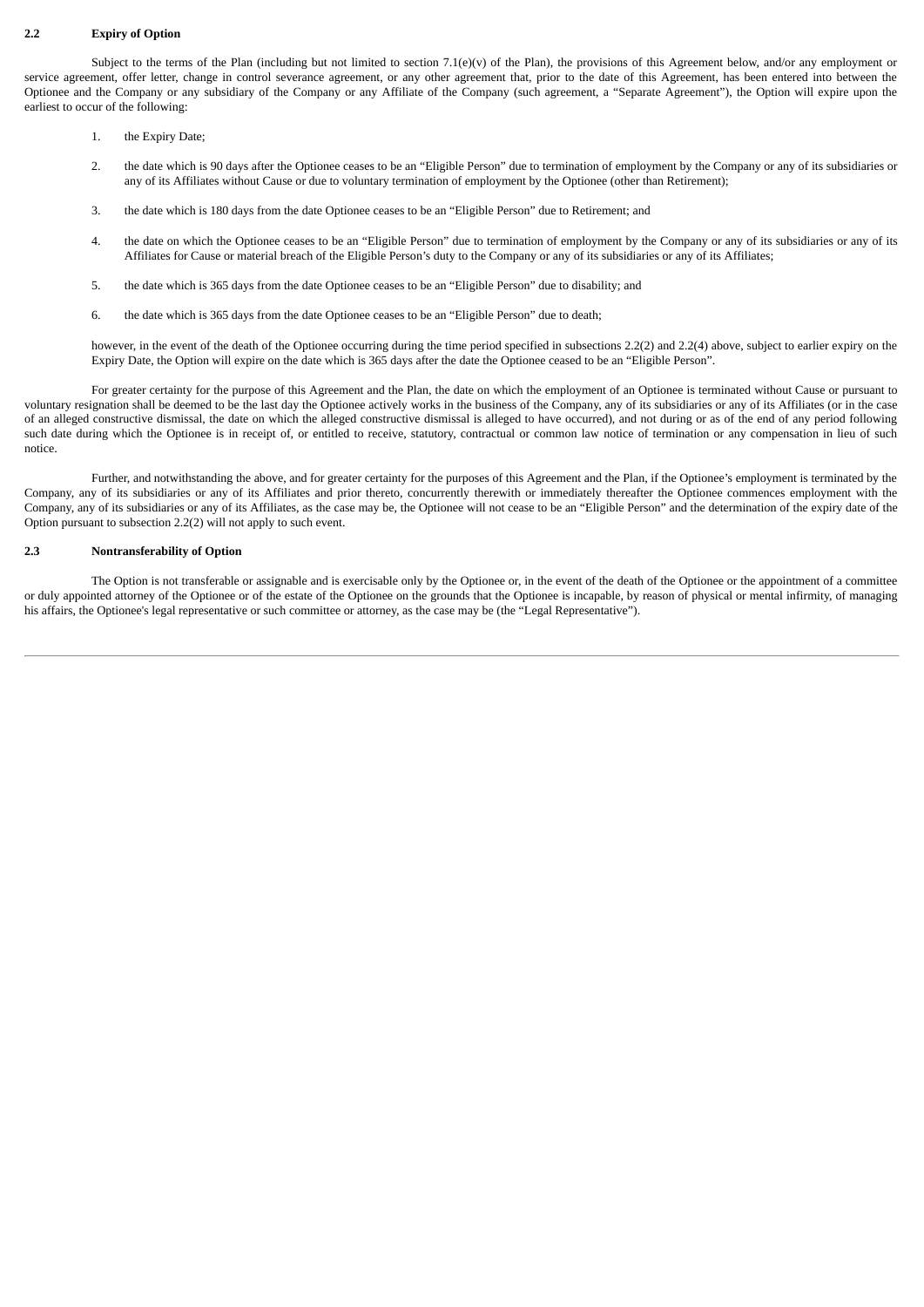### 2.2 Expiry of Option

Subject to the terms of the Plan (including but not limited to section 7.1(e)(v) of the Plan), the provisions of this Agreement below, and/or any employment or service agreement, offer letter, change in control severance agreement, or any other agreement that, prior to the date of this Agreement, has been entered into between the Optionee and the Company or any subsidiary of the Company or any Affiliate of the Company (such agreement, a "Separate Agreement"), the Option will expire upon the earliest to occur of the following:

1. the Expiry Date;

2. the date which is 90 days after the Optionee ceases to be an "Eligible Person" due to termination of employment by the Company or any of its subsidiaries or any of its Affiliates without Cause or due to voluntary termination of employment by the Optionee (other than Retirement);

3. the date which is 180 days from the date Optionee ceases to be an "Eligible Person" due to Retirement; and

4. the date on which the Optionee ceases to be an "Eligible Person" due to termination of employment by the Company or any of its subsidiaries or any of its Affiliates for Cause or material breach of the Eligible Person's duty to the Company or any of its subsidiaries or any of its Affiliates;

5. the date which is 365 days from the date Optionee ceases to be an "Eligible Person" due to disability; and

6. the date which is 365 days from the date Optionee ceases to be an "Eligible Person" due to death;

however, in the event of the death of the Optionee occurring during the time period specified in subsections 2.2(2) and 2.2(4) above, subject to earlier expiry on the Expiry Date, the Option will expire on the date which is 365 days after the date the Optionee ceased to be an "Eligible Person".

For greater certainty for the purpose of this Agreement and the Plan, the date on which the employment of an Optionee is terminated without Cause or pursuant to voluntary resignation shall be deemed to be the last day the Optionee actively works in the business of the Company, any of its subsidiaries or any of its Affiliates (or in the case of an alleged constructive dismissal, the date on which the alleged constructive dismissal is alleged to have occurred), and not during or as of the end of any period following such date during which the Optionee is in receipt of, or entitled to receive, statutory, contractual or common law notice of termination or any compensation in lieu of such notice.

Further, and notwithstanding the above, and for greater certainty for the purposes of this Agreement and the Plan, if the Optionee's employment is terminated by the Company, any of its subsidiaries or any of its Affiliates and prior thereto, concurrently therewith or immediately thereafter the Optionee commences employment with the Company, any of its subsidiaries or any of its Affiliates, as the case may be, the Optionee will not cease to be an "Eligible Person" and the determination of the expiry date of the Option pursuant to subsection 2.2(2) will not apply to such event.

### 2.3 Nontransferability of Option

The Option is not transferable or assignable and is exercisable only by the Optionee or, in the event of the death of the Optionee or the appointment of a committee or duly appointed attorney of the Optionee or of the estate of the Optionee on the grounds that the Optionee is incapable, by reason of physical or mental infirmity, of managing his affairs, the Optionee's legal representative or such committee or attorney, as the case may be (the "Legal Representative").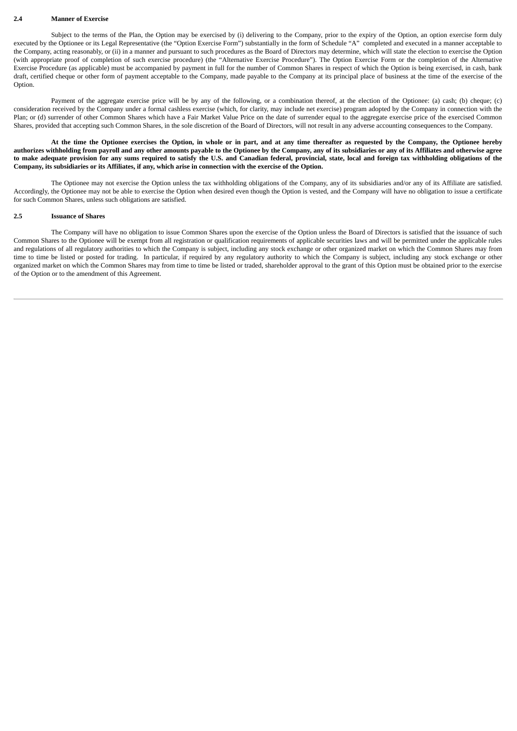**2.4 Manner of Exercise**

Subject to the terms of the Plan, the Option may be exercised by (i) delivering to the Company, prior to the expiry of the Option, an option exercise form duly executed by the Optionee or its Legal Representative (the "Option Exercise Form") substantially in the form of Schedule "A" completed and executed in a manner acceptable to the Company, acting reasonably, or (ii) in a manner and pursuant to such procedures as the Board of Directors may determine, which will state the election to exercise the Option (with appropriate proof of completion of such exercise procedure) (the "Alternative Exercise Procedure"). The Option Exercise Form or the completion of the Alternative Exercise Procedure (as applicable) must be accompanied by payment in full for the number of Common Shares in respect of which the Option is being exercised, in cash, bank draft, certified cheque or other form of payment acceptable to the Company, made payable to the Company at its principal place of business at the time of the exercise of the Option.

Payment of the aggregate exercise price will be by any of the following, or a combination thereof, at the election of the Optionee: (a) cash; (b) cheque; (c) consideration received by the Company under a formal cashless exercise (which, for clarity, may include net exercise) program adopted by the Company in connection with the Plan; or (d) surrender of other Common Shares which have a Fair Market Value Price on the date of surrender equal to the aggregate exercise price of the exercised Common Shares, provided that accepting such Common Shares, in the sole discretion of the Board of Directors, will not result in any adverse accounting consequences to the Company.

**At the time the Optionee exercises the Option, in whole or in part, and at any time thereafter as requested by the Company, the Optionee hereby authorizes withholding from payroll and any other amounts payable to the Optionee by the Company, any of its subsidiaries or any of its Affiliates and otherwise agree to make adequate provision for any sums required to satisfy the U.S. and Canadian federal, provincial, state, local and foreign tax withholding obligations of the Company, its subsidiaries or its Affiliates, if any, which arise in connection with the exercise of the Option.**

The Optionee may not exercise the Option unless the tax withholding obligations of the Company, any of its subsidiaries and/or any of its Affiliate are satisfied. Accordingly, the Optionee may not be able to exercise the Option when desired even though the Option is vested, and the Company will have no obligation to issue a certificate for such Common Shares, unless such obligations are satisfied.

**2.5 Issuance of Shares**

The Company will have no obligation to issue Common Shares upon the exercise of the Option unless the Board of Directors is satisfied that the issuance of such Common Shares to the Optionee will be exempt from all registration or qualification requirements of applicable securities laws and will be permitted under the applicable rules and regulations of all regulatory authorities to which the Company is subject, including any stock exchange or other organized market on which the Common Shares may from time to time be listed or posted for trading. In particular, if required by any regulatory authority to which the Company is subject, including any stock exchange or other organized market on which the Common Shares may from time to time be listed or traded, shareholder approval to the grant of this Option must be obtained prior to the exercise of the Option or to the amendment of this Agreement.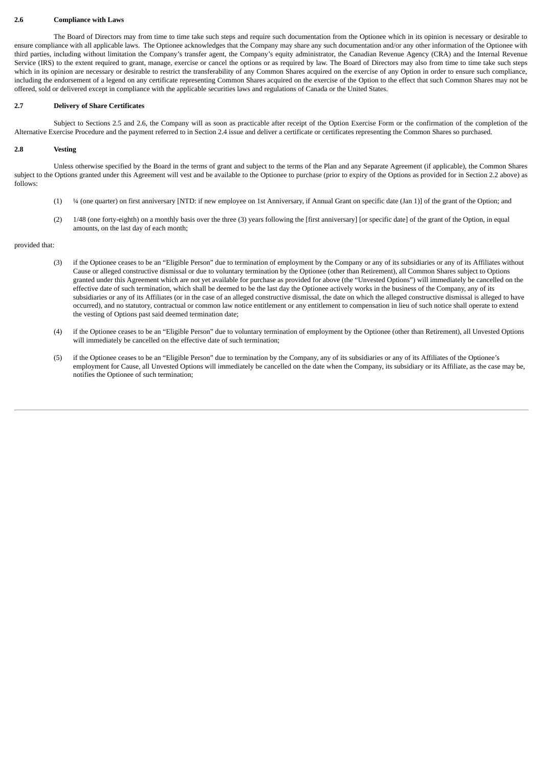**2.6 Compliance with Laws**

The Board of Directors may from time to time take such steps and require such documentation from the Optionee which in its opinion is necessary or desirable to ensure compliance with all applicable laws. The Optionee acknowledges that the Company may share any such documentation and/or any other information of the Optionee with third parties, including without limitation the Company's transfer agent, the Company's equity administrator, the Canadian Revenue Agency (CRA) and the Internal Revenue Service (IRS) to the extent required to grant, manage, exercise or cancel the options or as required by law. The Board of Directors may also from time to time take such steps which in its opinion are necessary or desirable to restrict the transferability of any Common Shares acquired on the exercise of any Option in order to ensure such compliance, including the endorsement of a legend on any certificate representing Common Shares acquired on the exercise of the Option to the effect that such Common Shares may not be offered, sold or delivered except in compliance with the applicable securities laws and regulations of Canada or the United States.

**2.7 Delivery of Share Certificates**

Subject to Sections 2.5 and 2.6, the Company will as soon as practicable after receipt of the Option Exercise Form or the confirmation of the completion of the Alternative Exercise Procedure and the payment referred to in Section 2.4 issue and deliver a certificate or certificates representing the Common Shares so purchased.

**2.8 Vesting**

Unless otherwise specified by the Board in the terms of grant and subject to the terms of the Plan and any Separate Agreement (if applicable), the Common Shares subject to the Options granted under this Agreement will vest and be available to the Optionee to purchase (prior to expiry of the Options as provided for in Section 2.2 above) as follows:

(1) ¼ (one quarter) on first anniversary [NTD: if new employee on 1st Anniversary, if Annual Grant on specific date (Jan 1)] of the grant of the Option; and

(2) 1/48 (one forty-eighth) on a monthly basis over the three (3) years following the [first anniversary] [or specific date] of the grant of the Option, in equal amounts, on the last day of each month;

provided that:

(3) if the Optionee ceases to be an "Eligible Person" due to termination of employment by the Company or any of its subsidiaries or any of its Affiliates without Cause or alleged constructive dismissal or due to voluntary termination by the Optionee (other than Retirement), all Common Shares subject to Options granted under this Agreement which are not yet available for purchase as provided for above (the "Unvested Options") will immediately be cancelled on the effective date of such termination, which shall be deemed to be the last day the Optionee actively works in the business of the Company, any of its subsidiaries or any of its Affiliates (or in the case of an alleged constructive dismissal, the date on which the alleged constructive dismissal is alleged to have occurred), and no statutory, contractual or common law notice entitlement or any entitlement to compensation in lieu of such notice shall operate to extend the vesting of Options past said deemed termination date;

(4) if the Optionee ceases to be an "Eligible Person" due to voluntary termination of employment by the Optionee (other than Retirement), all Unvested Options will immediately be cancelled on the effective date of such termination;

(5) if the Optionee ceases to be an "Eligible Person" due to termination by the Company, any of its subsidiaries or any of its Affiliates of the Optionee's employment for Cause, all Unvested Options will immediately be cancelled on the date when the Company, its subsidiary or its Affiliate, as the case may be, notifies the Optionee of such termination;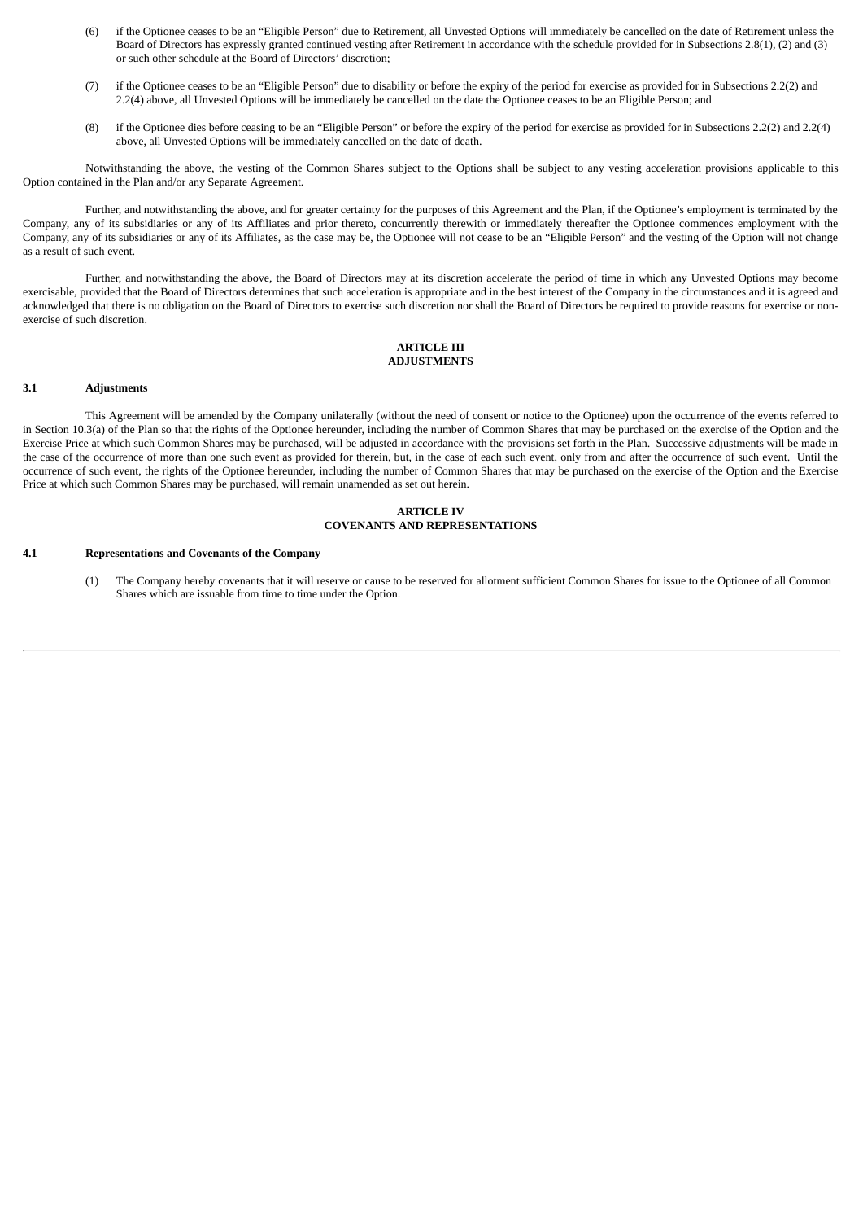(6) if the Optionee ceases to be an "Eligible Person" due to Retirement, all Unvested Options will immediately be cancelled on the date of Retirement unless the Board of Directors has expressly granted continued vesting after Retirement in accordance with the schedule provided for in Subsections 2.8(1), (2) and (3) or such other schedule at the Board of Directors' discretion;

(7) if the Optionee ceases to be an "Eligible Person" due to disability or before the expiry of the period for exercise as provided for in Subsections 2.2(2) and 2.2(4) above, all Unvested Options will be immediately be cancelled on the date the Optionee ceases to be an Eligible Person; and

(8) if the Optionee dies before ceasing to be an "Eligible Person" or before the expiry of the period for exercise as provided for in Subsections 2.2(2) and 2.2(4) above, all Unvested Options will be immediately cancelled on the date of death.

Notwithstanding the above, the vesting of the Common Shares subject to the Options shall be subject to any vesting acceleration provisions applicable to this Option contained in the Plan and/or any Separate Agreement.

Further, and notwithstanding the above, and for greater certainty for the purposes of this Agreement and the Plan, if the Optionee's employment is terminated by the Company, any of its subsidiaries or any of its Affiliates and prior thereto, concurrently therewith or immediately thereafter the Optionee commences employment with the Company, any of its subsidiaries or any of its Affiliates, as the case may be, the Optionee will not cease to be an "Eligible Person" and the vesting of the Option will not change as a result of such event.

Further, and notwithstanding the above, the Board of Directors may at its discretion accelerate the period of time in which any Unvested Options may become exercisable, provided that the Board of Directors determines that such acceleration is appropriate and in the best interest of the Company in the circumstances and it is agreed and acknowledged that there is no obligation on the Board of Directors to exercise such discretion nor shall the Board of Directors be required to provide reasons for exercise or non-exercise of such discretion.

## ARTICLE III
## ADJUSTMENTS

### 3.1 Adjustments

This Agreement will be amended by the Company unilaterally (without the need of consent or notice to the Optionee) upon the occurrence of the events referred to in Section 10.3(a) of the Plan so that the rights of the Optionee hereunder, including the number of Common Shares that may be purchased on the exercise of the Option and the Exercise Price at which such Common Shares may be purchased, will be adjusted in accordance with the provisions set forth in the Plan. Successive adjustments will be made in the case of the occurrence of more than one such event as provided for therein, but, in the case of each such event, only from and after the occurrence of such event. Until the occurrence of such event, the rights of the Optionee hereunder, including the number of Common Shares that may be purchased on the exercise of the Option and the Exercise Price at which such Common Shares may be purchased, will remain unamended as set out herein.

## ARTICLE IV
## COVENANTS AND REPRESENTATIONS

### 4.1 Representations and Covenants of the Company

(1) The Company hereby covenants that it will reserve or cause to be reserved for allotment sufficient Common Shares for issue to the Optionee of all Common Shares which are issuable from time to time under the Option.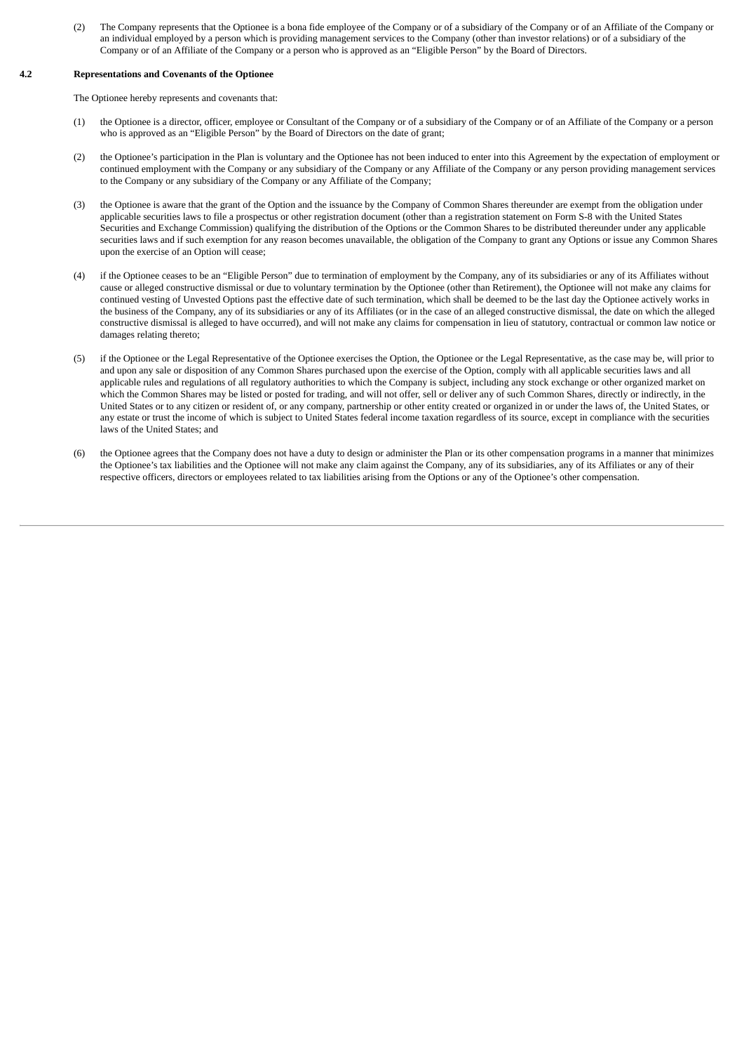(2) The Company represents that the Optionee is a bona fide employee of the Company or of a subsidiary of the Company or of an Affiliate of the Company or an individual employed by a person which is providing management services to the Company (other than investor relations) or of a subsidiary of the Company or of an Affiliate of the Company or a person who is approved as an "Eligible Person" by the Board of Directors.

### 4.2 Representations and Covenants of the Optionee

The Optionee hereby represents and covenants that:

(1) the Optionee is a director, officer, employee or Consultant of the Company or of a subsidiary of the Company or of an Affiliate of the Company or a person who is approved as an "Eligible Person" by the Board of Directors on the date of grant;

(2) the Optionee's participation in the Plan is voluntary and the Optionee has not been induced to enter into this Agreement by the expectation of employment or continued employment with the Company or any subsidiary of the Company or any Affiliate of the Company or any person providing management services to the Company or any subsidiary of the Company or any Affiliate of the Company;

(3) the Optionee is aware that the grant of the Option and the issuance by the Company of Common Shares thereunder are exempt from the obligation under applicable securities laws to file a prospectus or other registration document (other than a registration statement on Form S-8 with the United States Securities and Exchange Commission) qualifying the distribution of the Options or the Common Shares to be distributed thereunder under any applicable securities laws and if such exemption for any reason becomes unavailable, the obligation of the Company to grant any Options or issue any Common Shares upon the exercise of an Option will cease;

(4) if the Optionee ceases to be an "Eligible Person" due to termination of employment by the Company, any of its subsidiaries or any of its Affiliates without cause or alleged constructive dismissal or due to voluntary termination by the Optionee (other than Retirement), the Optionee will not make any claims for continued vesting of Unvested Options past the effective date of such termination, which shall be deemed to be the last day the Optionee actively works in the business of the Company, any of its subsidiaries or any of its Affiliates (or in the case of an alleged constructive dismissal, the date on which the alleged constructive dismissal is alleged to have occurred), and will not make any claims for compensation in lieu of statutory, contractual or common law notice or damages relating thereto;

(5) if the Optionee or the Legal Representative of the Optionee exercises the Option, the Optionee or the Legal Representative, as the case may be, will prior to and upon any sale or disposition of any Common Shares purchased upon the exercise of the Option, comply with all applicable securities laws and all applicable rules and regulations of all regulatory authorities to which the Company is subject, including any stock exchange or other organized market on which the Common Shares may be listed or posted for trading, and will not offer, sell or deliver any of such Common Shares, directly or indirectly, in the United States or to any citizen or resident of, or any company, partnership or other entity created or organized in or under the laws of, the United States, or any estate or trust the income of which is subject to United States federal income taxation regardless of its source, except in compliance with the securities laws of the United States; and

(6) the Optionee agrees that the Company does not have a duty to design or administer the Plan or its other compensation programs in a manner that minimizes the Optionee's tax liabilities and the Optionee will not make any claim against the Company, any of its subsidiaries, any of its Affiliates or any of their respective officers, directors or employees related to tax liabilities arising from the Options or any of the Optionee's other compensation.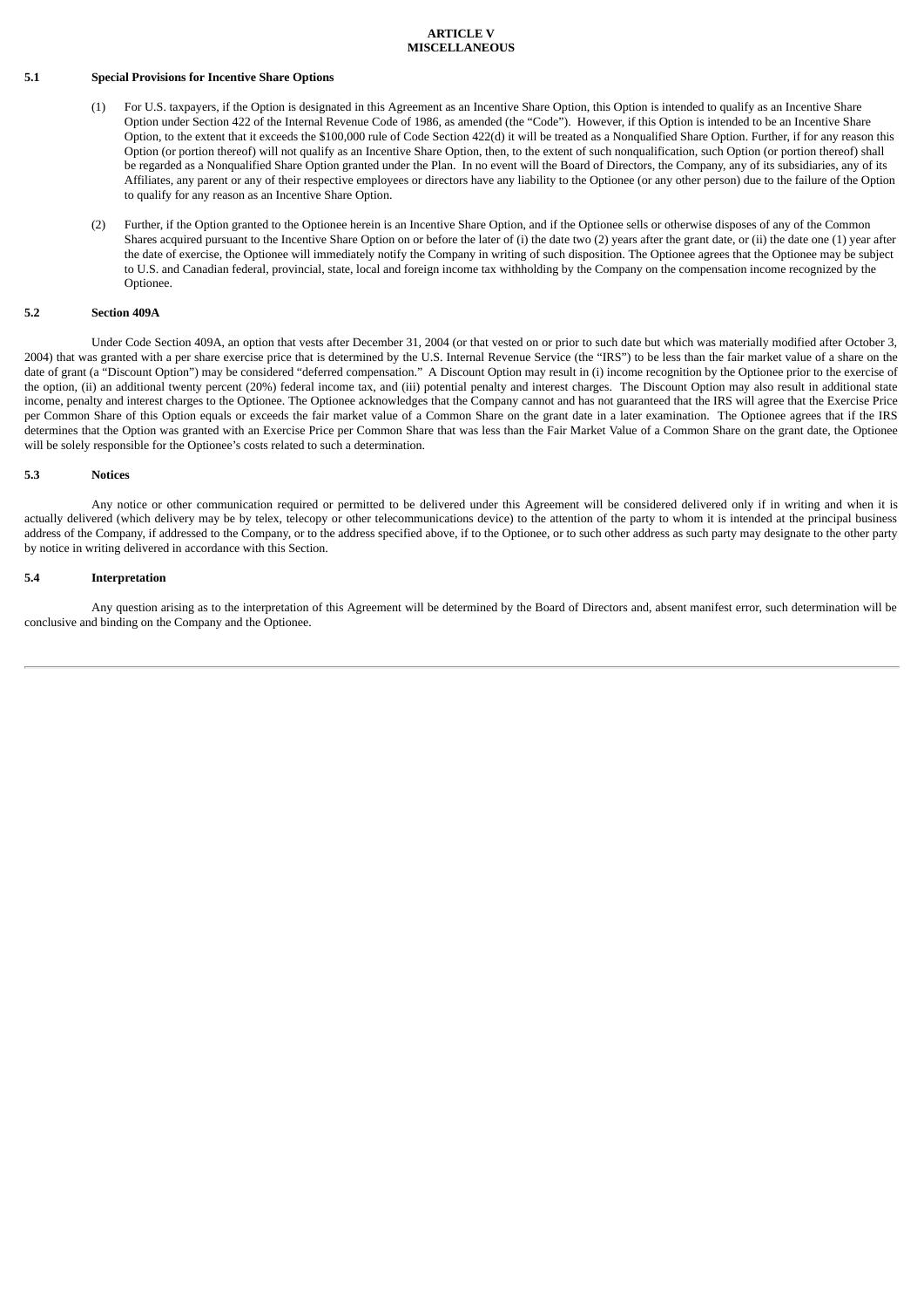## ARTICLE V
## MISCELLANEOUS

### 5.1 Special Provisions for Incentive Share Options

(1) For U.S. taxpayers, if the Option is designated in this Agreement as an Incentive Share Option, this Option is intended to qualify as an Incentive Share Option under Section 422 of the Internal Revenue Code of 1986, as amended (the "Code"). However, if this Option is intended to be an Incentive Share Option, to the extent that it exceeds the $100,000 rule of Code Section 422(d) it will be treated as a Nonqualified Share Option. Further, if for any reason this Option (or portion thereof) will not qualify as an Incentive Share Option, then, to the extent of such nonqualification, such Option (or portion thereof) shall be regarded as a Nonqualified Share Option granted under the Plan. In no event will the Board of Directors, the Company, any of its subsidiaries, any of its Affiliates, any parent or any of their respective employees or directors have any liability to the Optionee (or any other person) due to the failure of the Option to qualify for any reason as an Incentive Share Option.

(2) Further, if the Option granted to the Optionee herein is an Incentive Share Option, and if the Optionee sells or otherwise disposes of any of the Common Shares acquired pursuant to the Incentive Share Option on or before the later of (i) the date two (2) years after the grant date, or (ii) the date one (1) year after the date of exercise, the Optionee will immediately notify the Company in writing of such disposition. The Optionee agrees that the Optionee may be subject to U.S. and Canadian federal, provincial, state, local and foreign income tax withholding by the Company on the compensation income recognized by the Optionee.

### 5.2 Section 409A

Under Code Section 409A, an option that vests after December 31, 2004 (or that vested on or prior to such date but which was materially modified after October 3, 2004) that was granted with a per share exercise price that is determined by the U.S. Internal Revenue Service (the "IRS") to be less than the fair market value of a share on the date of grant (a "Discount Option") may be considered "deferred compensation." A Discount Option may result in (i) income recognition by the Optionee prior to the exercise of the option, (ii) an additional twenty percent (20%) federal income tax, and (iii) potential penalty and interest charges. The Discount Option may also result in additional state income, penalty and interest charges to the Optionee. The Optionee acknowledges that the Company cannot and has not guaranteed that the IRS will agree that the Exercise Price per Common Share of this Option equals or exceeds the fair market value of a Common Share on the grant date in a later examination. The Optionee agrees that if the IRS determines that the Option was granted with an Exercise Price per Common Share that was less than the Fair Market Value of a Common Share on the grant date, the Optionee will be solely responsible for the Optionee's costs related to such a determination.

### 5.3 Notices

Any notice or other communication required or permitted to be delivered under this Agreement will be considered delivered only if in writing and when it is actually delivered (which delivery may be by telex, telecopy or other telecommunications device) to the attention of the party to whom it is intended at the principal business address of the Company, if addressed to the Company, or to the address specified above, if to the Optionee, or to such other address as such party may designate to the other party by notice in writing delivered in accordance with this Section.

### 5.4 Interpretation

Any question arising as to the interpretation of this Agreement will be determined by the Board of Directors and, absent manifest error, such determination will be conclusive and binding on the Company and the Optionee.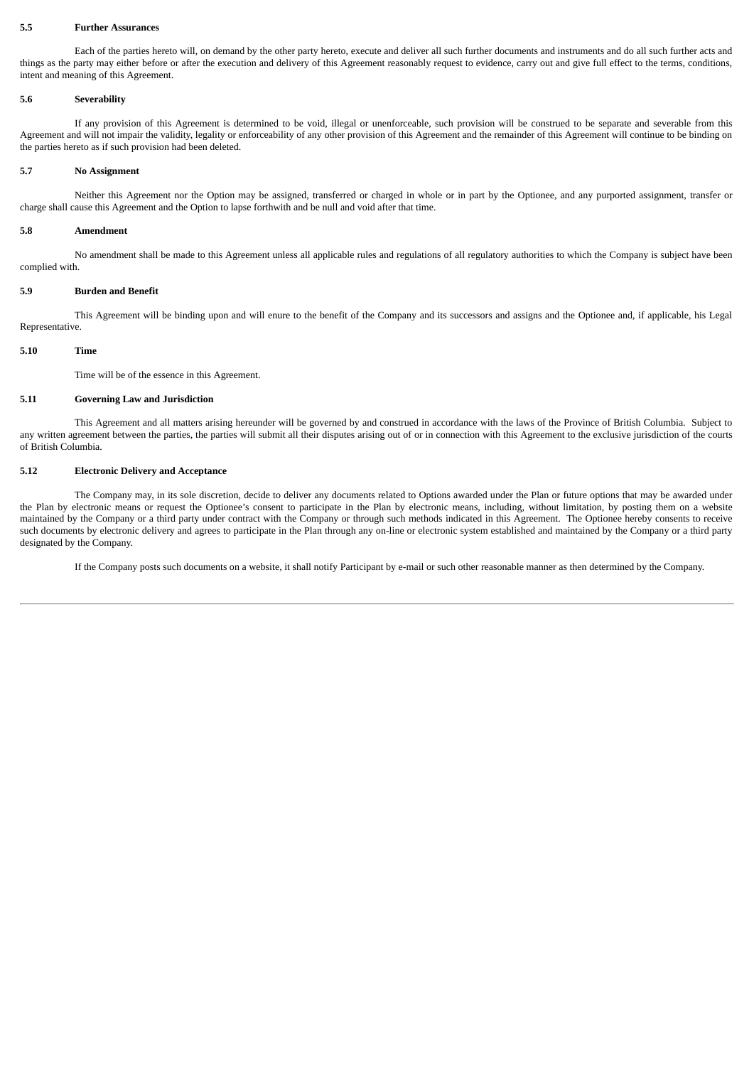**5.5 Further Assurances**

Each of the parties hereto will, on demand by the other party hereto, execute and deliver all such further documents and instruments and do all such further acts and things as the party may either before or after the execution and delivery of this Agreement reasonably request to evidence, carry out and give full effect to the terms, conditions, intent and meaning of this Agreement.

**5.6 Severability**

If any provision of this Agreement is determined to be void, illegal or unenforceable, such provision will be construed to be separate and severable from this Agreement and will not impair the validity, legality or enforceability of any other provision of this Agreement and the remainder of this Agreement will continue to be binding on the parties hereto as if such provision had been deleted.

**5.7 No Assignment**

Neither this Agreement nor the Option may be assigned, transferred or charged in whole or in part by the Optionee, and any purported assignment, transfer or charge shall cause this Agreement and the Option to lapse forthwith and be null and void after that time.

**5.8 Amendment**

No amendment shall be made to this Agreement unless all applicable rules and regulations of all regulatory authorities to which the Company is subject have been complied with.

**5.9 Burden and Benefit**

This Agreement will be binding upon and will enure to the benefit of the Company and its successors and assigns and the Optionee and, if applicable, his Legal Representative.

**5.10 Time**

Time will be of the essence in this Agreement.

**5.11 Governing Law and Jurisdiction**

This Agreement and all matters arising hereunder will be governed by and construed in accordance with the laws of the Province of British Columbia. Subject to any written agreement between the parties, the parties will submit all their disputes arising out of or in connection with this Agreement to the exclusive jurisdiction of the courts of British Columbia.

**5.12 Electronic Delivery and Acceptance**

The Company may, in its sole discretion, decide to deliver any documents related to Options awarded under the Plan or future options that may be awarded under the Plan by electronic means or request the Optionee's consent to participate in the Plan by electronic means, including, without limitation, by posting them on a website maintained by the Company or a third party under contract with the Company or through such methods indicated in this Agreement. The Optionee hereby consents to receive such documents by electronic delivery and agrees to participate in the Plan through any on-line or electronic system established and maintained by the Company or a third party designated by the Company.

If the Company posts such documents on a website, it shall notify Participant by e-mail or such other reasonable manner as then determined by the Company.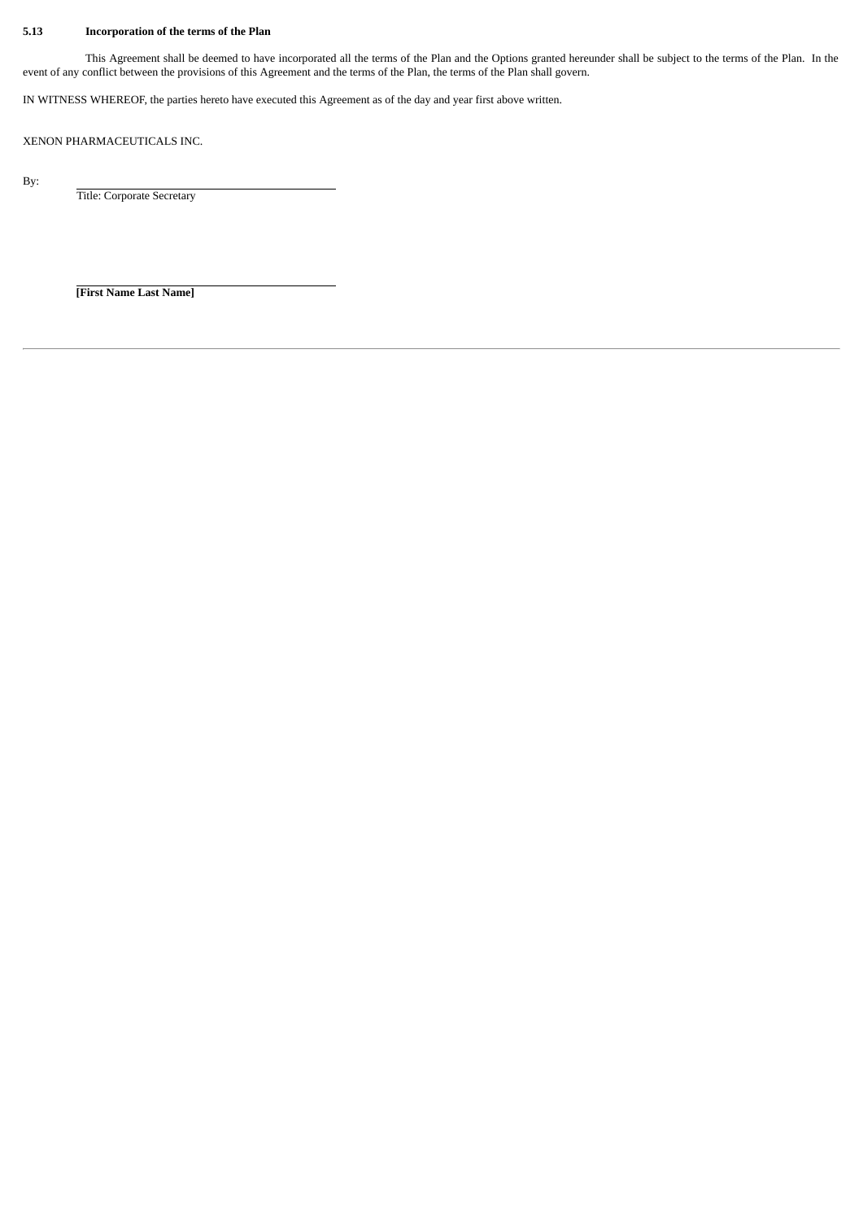**5.13 Incorporation of the terms of the Plan**

This Agreement shall be deemed to have incorporated all the terms of the Plan and the Options granted hereunder shall be subject to the terms of the Plan. In the event of any conflict between the provisions of this Agreement and the terms of the Plan, the terms of the Plan shall govern.

IN WITNESS WHEREOF, the parties hereto have executed this Agreement as of the day and year first above written.

XENON PHARMACEUTICALS INC.

By: \_\_\_\_\_\_\_\_\_\_\_\_\_\_\_\_\_\_\_\_\_\_\_\_\_\_\_\_\_\_\_\_\_\_\_\_

Title: Corporate Secretary

\_\_\_\_\_\_\_\_\_\_\_\_\_\_\_\_\_\_\_\_\_\_\_\_\_\_\_\_\_\_\_\_\_\_\_\_

**[First Name Last Name]**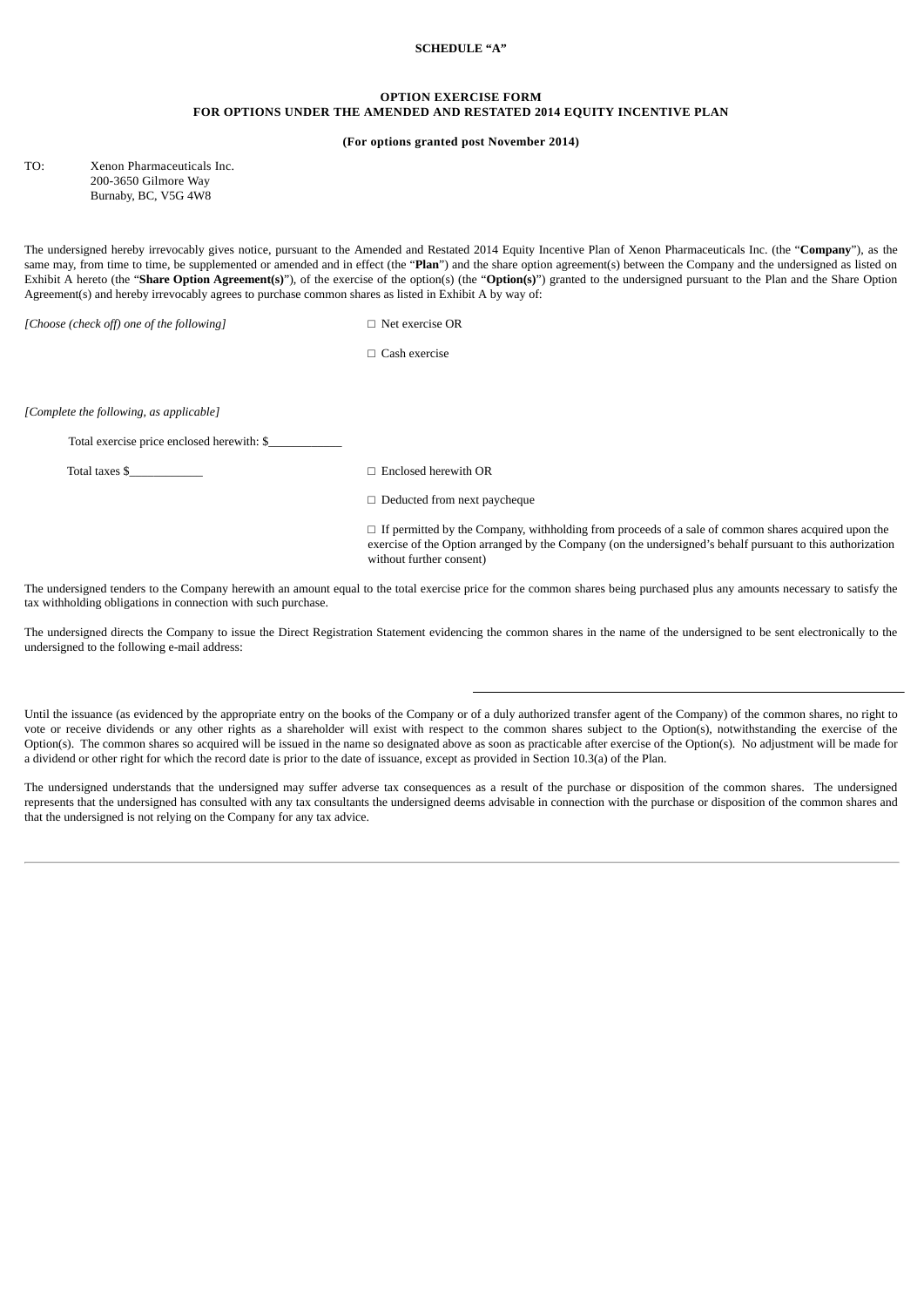**SCHEDULE "A"**

**OPTION EXERCISE FORM**
**FOR OPTIONS UNDER THE AMENDED AND RESTATED 2014 EQUITY INCENTIVE PLAN**

**(For options granted post November 2014)**

TO: Xenon Pharmaceuticals Inc.
200-3650 Gilmore Way
Burnaby, BC, V5G 4W8

The undersigned hereby irrevocably gives notice, pursuant to the Amended and Restated 2014 Equity Incentive Plan of Xenon Pharmaceuticals Inc. (the "**Company**"), as the same may, from time to time, be supplemented or amended and in effect (the "**Plan**") and the share option agreement(s) between the Company and the undersigned as listed on Exhibit A hereto (the "**Share Option Agreement(s)**"), of the exercise of the option(s) (the "**Option(s)**") granted to the undersigned pursuant to the Plan and the Share Option Agreement(s) and hereby irrevocably agrees to purchase common shares as listed in Exhibit A by way of:

*[Choose (check off) one of the following]*

□ Net exercise OR

□ Cash exercise

*[Complete the following, as applicable]*

Total exercise price enclosed herewith: $____________

Total taxes $____________

□ Enclosed herewith OR

□ Deducted from next paycheque

□ If permitted by the Company, withholding from proceeds of a sale of common shares acquired upon the exercise of the Option arranged by the Company (on the undersigned's behalf pursuant to this authorization without further consent)

The undersigned tenders to the Company herewith an amount equal to the total exercise price for the common shares being purchased plus any amounts necessary to satisfy the tax withholding obligations in connection with such purchase.

The undersigned directs the Company to issue the Direct Registration Statement evidencing the common shares in the name of the undersigned to be sent electronically to the undersigned to the following e-mail address:

______________________________________________

Until the issuance (as evidenced by the appropriate entry on the books of the Company or of a duly authorized transfer agent of the Company) of the common shares, no right to vote or receive dividends or any other rights as a shareholder will exist with respect to the common shares subject to the Option(s), notwithstanding the exercise of the Option(s). The common shares so acquired will be issued in the name so designated above as soon as practicable after exercise of the Option(s). No adjustment will be made for a dividend or other right for which the record date is prior to the date of issuance, except as provided in Section 10.3(a) of the Plan.

The undersigned understands that the undersigned may suffer adverse tax consequences as a result of the purchase or disposition of the common shares. The undersigned represents that the undersigned has consulted with any tax consultants the undersigned deems advisable in connection with the purchase or disposition of the common shares and that the undersigned is not relying on the Company for any tax advice.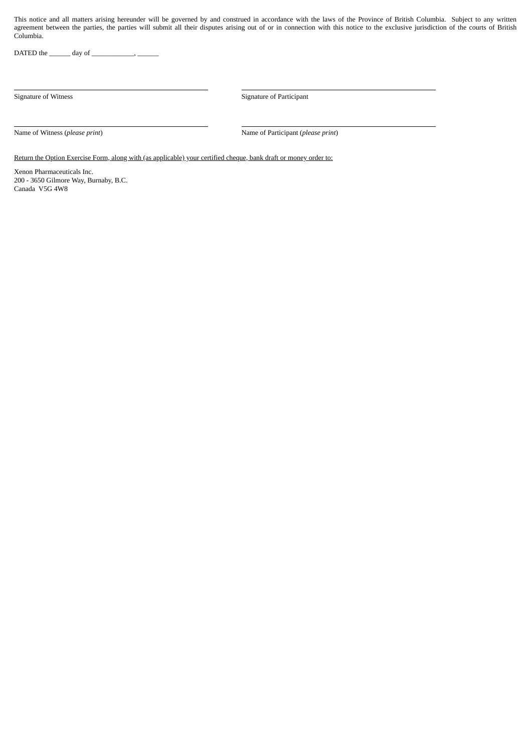This notice and all matters arising hereunder will be governed by and construed in accordance with the laws of the Province of British Columbia. Subject to any written agreement between the parties, the parties will submit all their disputes arising out of or in connection with this notice to the exclusive jurisdiction of the courts of British Columbia.

DATED the ______ day of ____________, ______

| | |
|---|---|
| ______________________________ | ______________________________ |
| Signature of Witness | Signature of Participant |
| ______________________________ | ______________________________ |
| Name of Witness (*please print*) | Name of Participant (*please print*) |

<u>Return the Option Exercise Form, along with (as applicable) your certified cheque, bank draft or money order to:</u>

Xenon Pharmaceuticals Inc.
200 - 3650 Gilmore Way, Burnaby, B.C.
Canada V5G 4W8